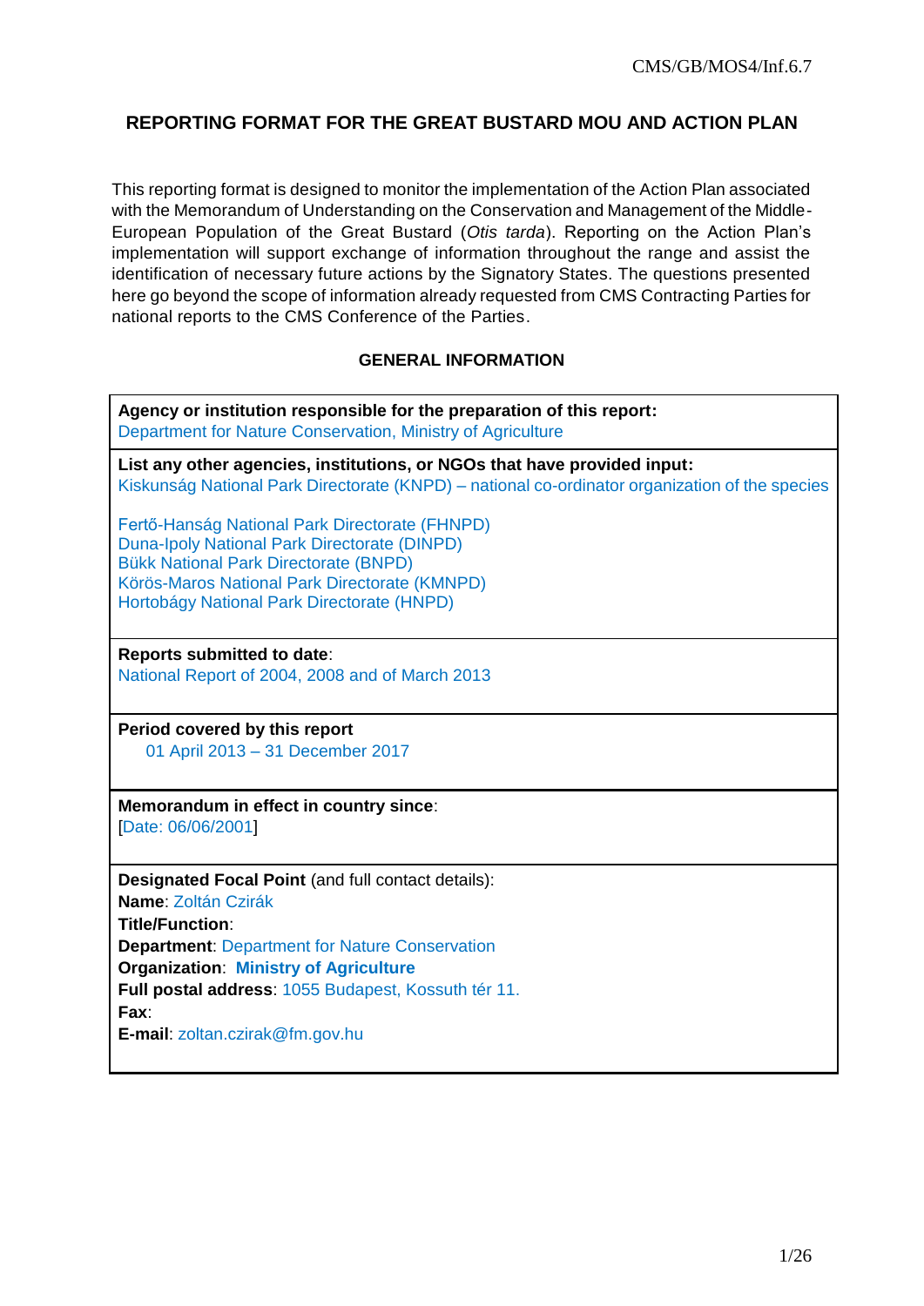CMS/GB/MOS4/Inf.6.7

# REPORTING FORMAT FOR THE GREAT BUSTARD MOU AND ACTION PLAN

This reporting format is designed to monitor the implementation of the Action Plan associated with the Memorandum of Understanding on the Conservation and Management of the Middle-European Population of the Great Bustard (*Otis tarda*). Reporting on the Action Plan's implementation will support exchange of information throughout the range and assist the identification of necessary future actions by the Signatory States. The questions presented here go beyond the scope of information already requested from CMS Contracting Parties for national reports to the CMS Conference of the Parties.

## GENERAL INFORMATION

**Agency or institution responsible for the preparation of this report:**
Department for Nature Conservation, Ministry of Agriculture

**List any other agencies, institutions, or NGOs that have provided input:**
Kiskunság National Park Directorate (KNPD) – national co-ordinator organization of the species

Fertő-Hanság National Park Directorate (FHNPD)
Duna-Ipoly National Park Directorate (DINPD)
Bükk National Park Directorate (BNPD)
Körös-Maros National Park Directorate (KMNPD)
Hortobágy National Park Directorate (HNPD)

**Reports submitted to date**:
National Report of 2004, 2008 and of March 2013

**Period covered by this report**
01 April 2013 – 31 December 2017

**Memorandum in effect in country since**:
[Date: 06/06/2001]

**Designated Focal Point** (and full contact details):
**Name**: Zoltán Czirák
**Title/Function**:
**Department**: Department for Nature Conservation
**Organization**: **Ministry of Agriculture**
**Full postal address**: 1055 Budapest, Kossuth tér 11.
**Fax**:
**E-mail**: zoltan.czirak@fm.gov.hu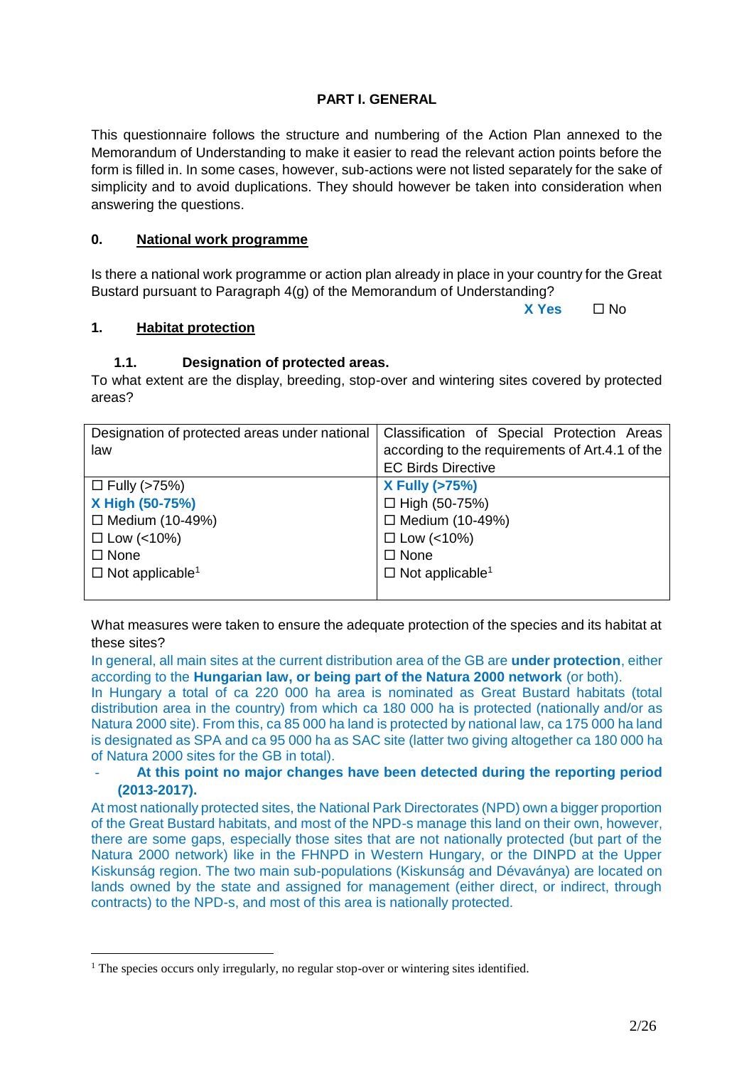**PART I. GENERAL**

This questionnaire follows the structure and numbering of the Action Plan annexed to the Memorandum of Understanding to make it easier to read the relevant action points before the form is filled in. In some cases, however, sub-actions were not listed separately for the sake of simplicity and to avoid duplications. They should however be taken into consideration when answering the questions.

## 0. National work programme

Is there a national work programme or action plan already in place in your country for the Great Bustard pursuant to Paragraph 4(g) of the Memorandum of Understanding?

**X Yes** ☐ No

## 1. Habitat protection

### 1.1. Designation of protected areas.

To what extent are the display, breeding, stop-over and wintering sites covered by protected areas?

| Designation of protected areas under national law | Classification of Special Protection Areas according to the requirements of Art.4.1 of the EC Birds Directive |
|---|---|
| ☐ Fully (>75%)<br>**X High (50-75%)**<br>☐ Medium (10-49%)<br>☐ Low (<10%)<br>☐ None<br>☐ Not applicable[1] | **X Fully (>75%)**<br>☐ High (50-75%)<br>☐ Medium (10-49%)<br>☐ Low (<10%)<br>☐ None<br>☐ Not applicable[1] |

What measures were taken to ensure the adequate protection of the species and its habitat at these sites?

In general, all main sites at the current distribution area of the GB are **under protection**, either according to the **Hungarian law, or being part of the Natura 2000 network** (or both).

In Hungary a total of ca 220 000 ha area is nominated as Great Bustard habitats (total distribution area in the country) from which ca 180 000 ha is protected (nationally and/or as Natura 2000 site). From this, ca 85 000 ha land is protected by national law, ca 175 000 ha land is designated as SPA and ca 95 000 ha as SAC site (latter two giving altogether ca 180 000 ha of Natura 2000 sites for the GB in total).

- **At this point no major changes have been detected during the reporting period (2013-2017).**

At most nationally protected sites, the National Park Directorates (NPD) own a bigger proportion of the Great Bustard habitats, and most of the NPD-s manage this land on their own, however, there are some gaps, especially those sites that are not nationally protected (but part of the Natura 2000 network) like in the FHNPD in Western Hungary, or the DINPD at the Upper Kiskunság region. The two main sub-populations (Kiskunság and Dévaványa) are located on lands owned by the state and assigned for management (either direct, or indirect, through contracts) to the NPD-s, and most of this area is nationally protected.

[1] The species occurs only irregularly, no regular stop-over or wintering sites identified.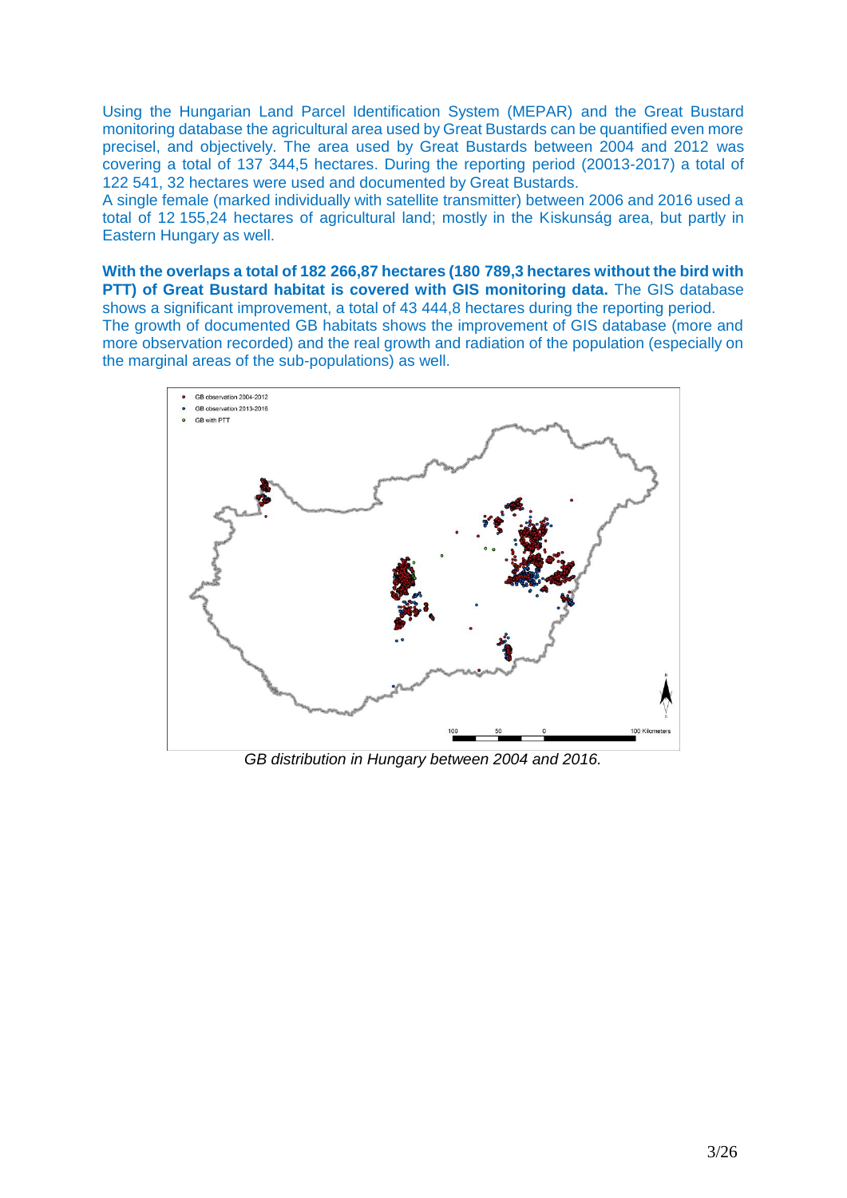Using the Hungarian Land Parcel Identification System (MEPAR) and the Great Bustard monitoring database the agricultural area used by Great Bustards can be quantified even more precisel, and objectively. The area used by Great Bustards between 2004 and 2012 was covering a total of 137 344,5 hectares. During the reporting period (20013-2017) a total of 122 541, 32 hectares were used and documented by Great Bustards.

A single female (marked individually with satellite transmitter) between 2006 and 2016 used a total of 12 155,24 hectares of agricultural land; mostly in the Kiskunság area, but partly in Eastern Hungary as well.

**With the overlaps a total of 182 266,87 hectares (180 789,3 hectares without the bird with PTT) of Great Bustard habitat is covered with GIS monitoring data.** The GIS database shows a significant improvement, a total of 43 444,8 hectares during the reporting period.

The growth of documented GB habitats shows the improvement of GIS database (more and more observation recorded) and the real growth and radiation of the population (especially on the marginal areas of the sub-populations) as well.

*GB distribution in Hungary between 2004 and 2016.*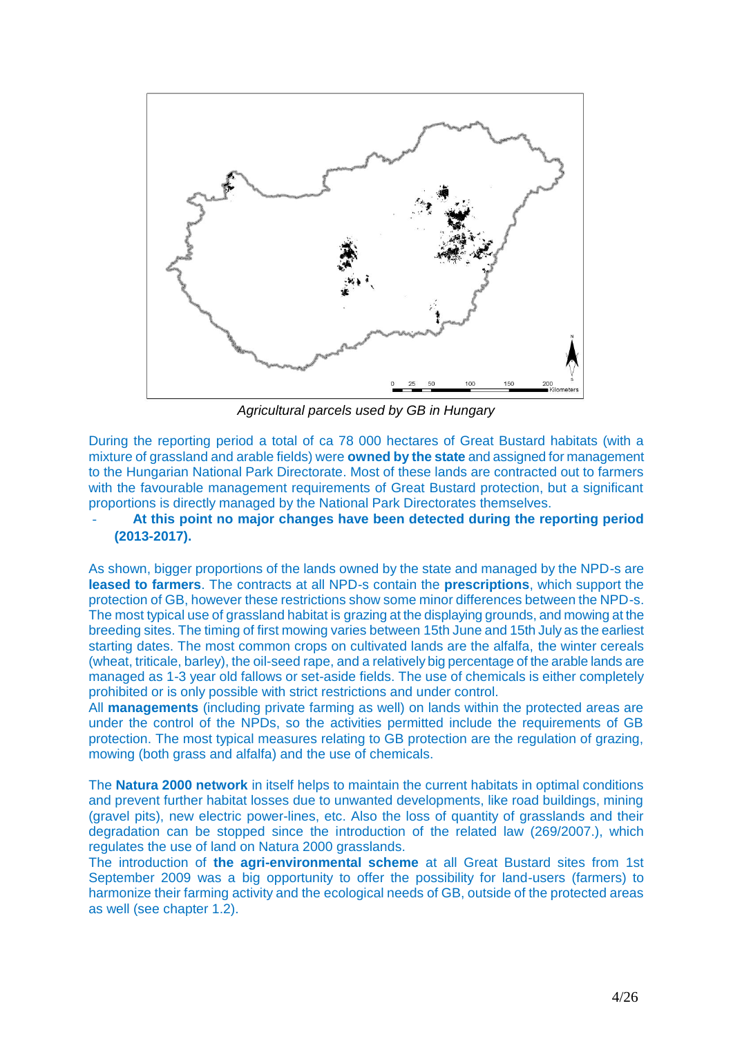*Agricultural parcels used by GB in Hungary*

During the reporting period a total of ca 78 000 hectares of Great Bustard habitats (with a mixture of grassland and arable fields) were **owned by the state** and assigned for management to the Hungarian National Park Directorate. Most of these lands are contracted out to farmers with the favourable management requirements of Great Bustard protection, but a significant proportions is directly managed by the National Park Directorates themselves.

- **At this point no major changes have been detected during the reporting period (2013-2017).**

As shown, bigger proportions of the lands owned by the state and managed by the NPD-s are **leased to farmers**. The contracts at all NPD-s contain the **prescriptions**, which support the protection of GB, however these restrictions show some minor differences between the NPD-s. The most typical use of grassland habitat is grazing at the displaying grounds, and mowing at the breeding sites. The timing of first mowing varies between 15th June and 15th July as the earliest starting dates. The most common crops on cultivated lands are the alfalfa, the winter cereals (wheat, triticale, barley), the oil-seed rape, and a relatively big percentage of the arable lands are managed as 1-3 year old fallows or set-aside fields. The use of chemicals is either completely prohibited or is only possible with strict restrictions and under control.

All **managements** (including private farming as well) on lands within the protected areas are under the control of the NPDs, so the activities permitted include the requirements of GB protection. The most typical measures relating to GB protection are the regulation of grazing, mowing (both grass and alfalfa) and the use of chemicals.

The **Natura 2000 network** in itself helps to maintain the current habitats in optimal conditions and prevent further habitat losses due to unwanted developments, like road buildings, mining (gravel pits), new electric power-lines, etc. Also the loss of quantity of grasslands and their degradation can be stopped since the introduction of the related law (269/2007.), which regulates the use of land on Natura 2000 grasslands.

The introduction of **the agri-environmental scheme** at all Great Bustard sites from 1st September 2009 was a big opportunity to offer the possibility for land-users (farmers) to harmonize their farming activity and the ecological needs of GB, outside of the protected areas as well (see chapter 1.2).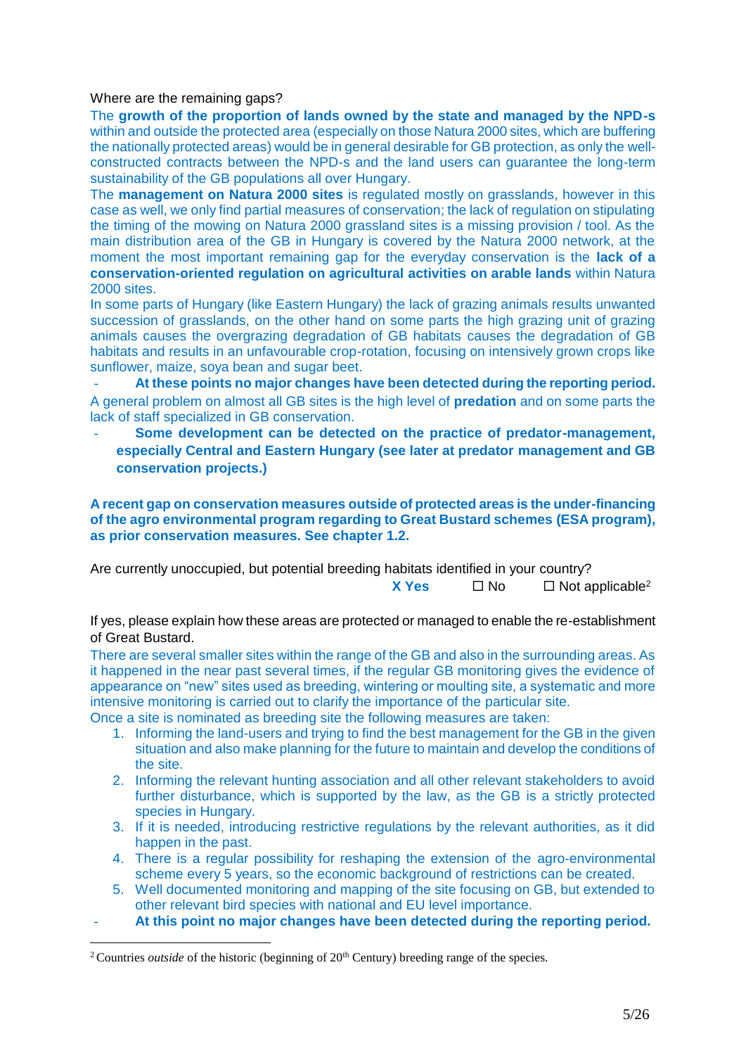Where are the remaining gaps?

The **growth of the proportion of lands owned by the state and managed by the NPD-s** within and outside the protected area (especially on those Natura 2000 sites, which are buffering the nationally protected areas) would be in general desirable for GB protection, as only the well-constructed contracts between the NPD-s and the land users can guarantee the long-term sustainability of the GB populations all over Hungary.

The **management on Natura 2000 sites** is regulated mostly on grasslands, however in this case as well, we only find partial measures of conservation; the lack of regulation on stipulating the timing of the mowing on Natura 2000 grassland sites is a missing provision / tool. As the main distribution area of the GB in Hungary is covered by the Natura 2000 network, at the moment the most important remaining gap for the everyday conservation is the **lack of a conservation-oriented regulation on agricultural activities on arable lands** within Natura 2000 sites.

In some parts of Hungary (like Eastern Hungary) the lack of grazing animals results unwanted succession of grasslands, on the other hand on some parts the high grazing unit of grazing animals causes the overgrazing degradation of GB habitats causes the degradation of GB habitats and results in an unfavourable crop-rotation, focusing on intensively grown crops like sunflower, maize, soya bean and sugar beet.

- **At these points no major changes have been detected during the reporting period.**

A general problem on almost all GB sites is the high level of **predation** and on some parts the lack of staff specialized in GB conservation.

- **Some development can be detected on the practice of predator-management, especially Central and Eastern Hungary (see later at predator management and GB conservation projects.)**

**A recent gap on conservation measures outside of protected areas is the under-financing of the agro environmental program regarding to Great Bustard schemes (ESA program), as prior conservation measures. See chapter 1.2.**

Are currently unoccupied, but potential breeding habitats identified in your country?

**X Yes** ☐ No ☐ Not applicable[2]

If yes, please explain how these areas are protected or managed to enable the re-establishment of Great Bustard.

There are several smaller sites within the range of the GB and also in the surrounding areas. As it happened in the near past several times, if the regular GB monitoring gives the evidence of appearance on "new" sites used as breeding, wintering or moulting site, a systematic and more intensive monitoring is carried out to clarify the importance of the particular site.

Once a site is nominated as breeding site the following measures are taken:

1. Informing the land-users and trying to find the best management for the GB in the given situation and also make planning for the future to maintain and develop the conditions of the site.
2. Informing the relevant hunting association and all other relevant stakeholders to avoid further disturbance, which is supported by the law, as the GB is a strictly protected species in Hungary.
3. If it is needed, introducing restrictive regulations by the relevant authorities, as it did happen in the past.
4. There is a regular possibility for reshaping the extension of the agro-environmental scheme every 5 years, so the economic background of restrictions can be created.
5. Well documented monitoring and mapping of the site focusing on GB, but extended to other relevant bird species with national and EU level importance.

- **At this point no major changes have been detected during the reporting period.**

[2] Countries *outside* of the historic (beginning of 20th Century) breeding range of the species.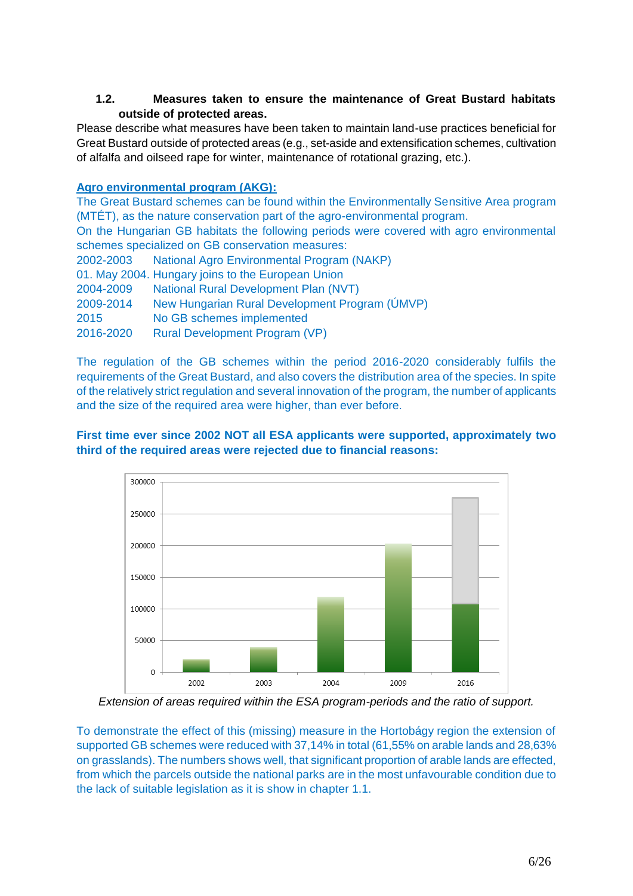### 1.2. Measures taken to ensure the maintenance of Great Bustard habitats outside of protected areas.

Please describe what measures have been taken to maintain land-use practices beneficial for Great Bustard outside of protected areas (e.g., set-aside and extensification schemes, cultivation of alfalfa and oilseed rape for winter, maintenance of rotational grazing, etc.).

**Agro environmental program (AKG):**

The Great Bustard schemes can be found within the Environmentally Sensitive Area program (MTÉT), as the nature conservation part of the agro-environmental program.

On the Hungarian GB habitats the following periods were covered with agro environmental schemes specialized on GB conservation measures:

2002-2003 National Agro Environmental Program (NAKP)
01. May 2004. Hungary joins to the European Union
2004-2009 National Rural Development Plan (NVT)
2009-2014 New Hungarian Rural Development Program (ÚMVP)
2015 No GB schemes implemented
2016-2020 Rural Development Program (VP)

The regulation of the GB schemes within the period 2016-2020 considerably fulfils the requirements of the Great Bustard, and also covers the distribution area of the species. In spite of the relatively strict regulation and several innovation of the program, the number of applicants and the size of the required area were higher, than ever before.

**First time ever since 2002 NOT all ESA applicants were supported, approximately two third of the required areas were rejected due to financial reasons:**

*Extension of areas required within the ESA program-periods and the ratio of support.*

To demonstrate the effect of this (missing) measure in the Hortobágy region the extension of supported GB schemes were reduced with 37,14% in total (61,55% on arable lands and 28,63% on grasslands). The numbers shows well, that significant proportion of arable lands are effected, from which the parcels outside the national parks are in the most unfavourable condition due to the lack of suitable legislation as it is show in chapter 1.1.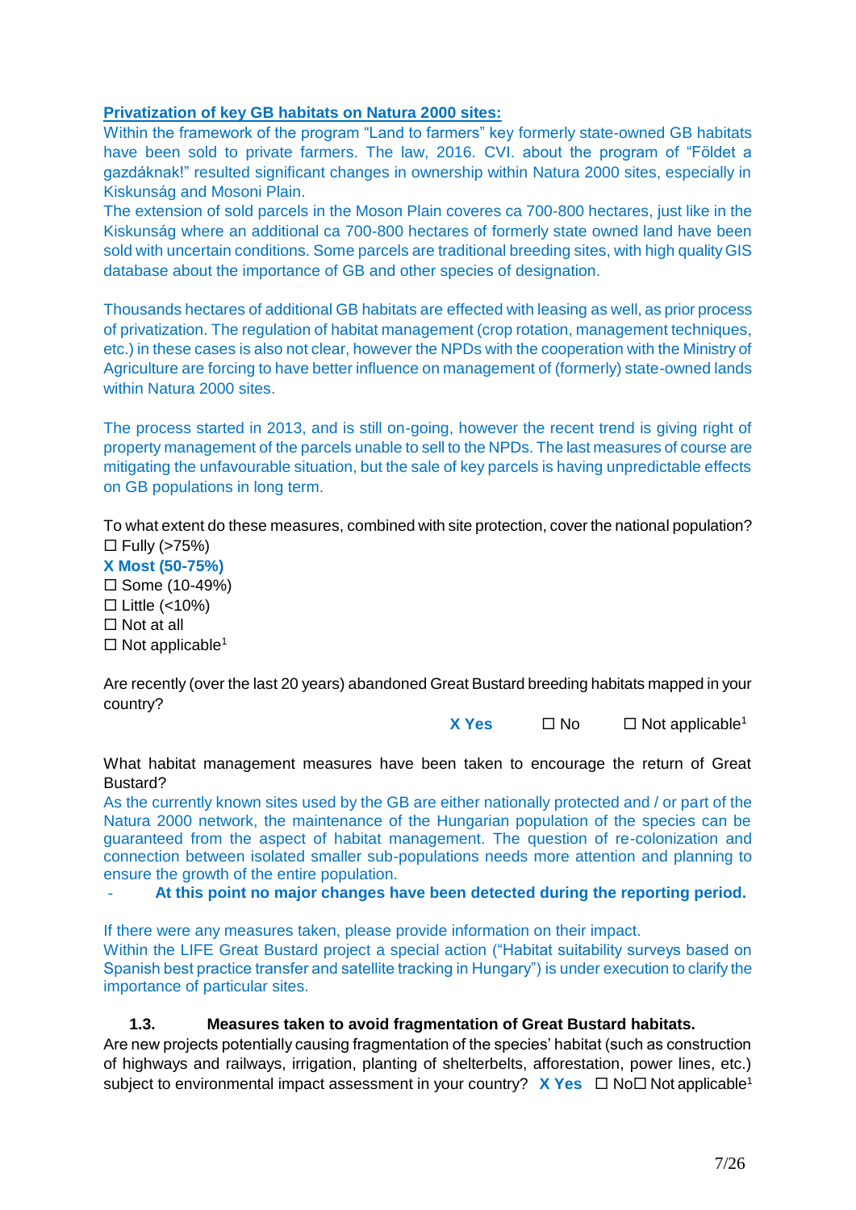**Privatization of key GB habitats on Natura 2000 sites:**

Within the framework of the program "Land to farmers" key formerly state-owned GB habitats have been sold to private farmers. The law, 2016. CVI. about the program of "Földet a gazdáknak!" resulted significant changes in ownership within Natura 2000 sites, especially in Kiskunság and Mosoni Plain.

The extension of sold parcels in the Moson Plain coveres ca 700-800 hectares, just like in the Kiskunság where an additional ca 700-800 hectares of formerly state owned land have been sold with uncertain conditions. Some parcels are traditional breeding sites, with high quality GIS database about the importance of GB and other species of designation.

Thousands hectares of additional GB habitats are effected with leasing as well, as prior process of privatization. The regulation of habitat management (crop rotation, management techniques, etc.) in these cases is also not clear, however the NPDs with the cooperation with the Ministry of Agriculture are forcing to have better influence on management of (formerly) state-owned lands within Natura 2000 sites.

The process started in 2013, and is still on-going, however the recent trend is giving right of property management of the parcels unable to sell to the NPDs. The last measures of course are mitigating the unfavourable situation, but the sale of key parcels is having unpredictable effects on GB populations in long term.

To what extent do these measures, combined with site protection, cover the national population?

☐ Fully (>75%)
**X Most (50-75%)**
☐ Some (10-49%)
☐ Little (<10%)
☐ Not at all
☐ Not applicable[1]

Are recently (over the last 20 years) abandoned Great Bustard breeding habitats mapped in your country?

**X Yes** ☐ No ☐ Not applicable[1]

What habitat management measures have been taken to encourage the return of Great Bustard?

As the currently known sites used by the GB are either nationally protected and / or part of the Natura 2000 network, the maintenance of the Hungarian population of the species can be guaranteed from the aspect of habitat management. The question of re-colonization and connection between isolated smaller sub-populations needs more attention and planning to ensure the growth of the entire population.

- **At this point no major changes have been detected during the reporting period.**

If there were any measures taken, please provide information on their impact.

Within the LIFE Great Bustard project a special action ("Habitat suitability surveys based on Spanish best practice transfer and satellite tracking in Hungary") is under execution to clarify the importance of particular sites.

### 1.3. Measures taken to avoid fragmentation of Great Bustard habitats.

Are new projects potentially causing fragmentation of the species' habitat (such as construction of highways and railways, irrigation, planting of shelterbelts, afforestation, power lines, etc.) subject to environmental impact assessment in your country? **X Yes** ☐ No ☐ Not applicable[1]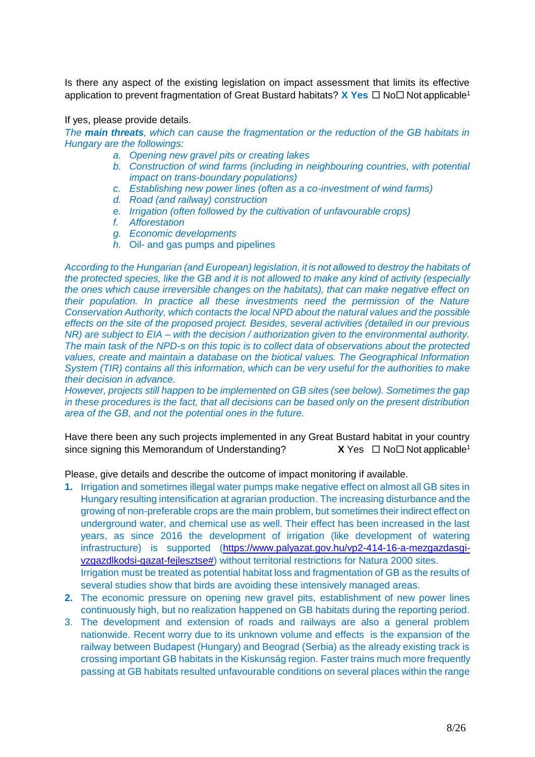Is there any aspect of the existing legislation on impact assessment that limits its effective application to prevent fragmentation of Great Bustard habitats? **X Yes** ☐ No☐ Not applicable[1]

If yes, please provide details.

*The **main threats**, which can cause the fragmentation or the reduction of the GB habitats in Hungary are the followings:*

- a. *Opening new gravel pits or creating lakes*
- b. *Construction of wind farms (including in neighbouring countries, with potential impact on trans-boundary populations)*
- c. *Establishing new power lines (often as a co-investment of wind farms)*
- d. *Road (and railway) construction*
- e. *Irrigation (often followed by the cultivation of unfavourable crops)*
- f. *Afforestation*
- g. *Economic developments*
- h. Oil- and gas pumps and pipelines

*According to the Hungarian (and European) legislation, it is not allowed to destroy the habitats of the protected species, like the GB and it is not allowed to make any kind of activity (especially the ones which cause irreversible changes on the habitats), that can make negative effect on their population. In practice all these investments need the permission of the Nature Conservation Authority, which contacts the local NPD about the natural values and the possible effects on the site of the proposed project. Besides, several activities (detailed in our previous NR) are subject to EIA – with the decision / authorization given to the environmental authority. The main task of the NPD-s on this topic is to collect data of observations about the protected values, create and maintain a database on the biotical values. The Geographical Information System (TIR) contains all this information, which can be very useful for the authorities to make their decision in advance.*
*However, projects still happen to be implemented on GB sites (see below). Sometimes the gap in these procedures is the fact, that all decisions can be based only on the present distribution area of the GB, and not the potential ones in the future.*

Have there been any such projects implemented in any Great Bustard habitat in your country since signing this Memorandum of Understanding? **X** Yes ☐ No☐ Not applicable[1]

Please, give details and describe the outcome of impact monitoring if available.

1. Irrigation and sometimes illegal water pumps make negative effect on almost all GB sites in Hungary resulting intensification at agrarian production. The increasing disturbance and the growing of non-preferable crops are the main problem, but sometimes their indirect effect on underground water, and chemical use as well. Their effect has been increased in the last years, as since 2016 the development of irrigation (like development of watering infrastructure) is supported (https://www.palyazat.gov.hu/vp2-414-16-a-mezgazdasgi-vzgazdlkodsi-gazat-fejlesztse#) without territorial restrictions for Natura 2000 sites.
   Irrigation must be treated as potential habitat loss and fragmentation of GB as the results of several studies show that birds are avoiding these intensively managed areas.
2. The economic pressure on opening new gravel pits, establishment of new power lines continuously high, but no realization happened on GB habitats during the reporting period.
3. The development and extension of roads and railways are also a general problem nationwide. Recent worry due to its unknown volume and effects is the expansion of the railway between Budapest (Hungary) and Beograd (Serbia) as the already existing track is crossing important GB habitats in the Kiskunság region. Faster trains much more frequently passing at GB habitats resulted unfavourable conditions on several places within the range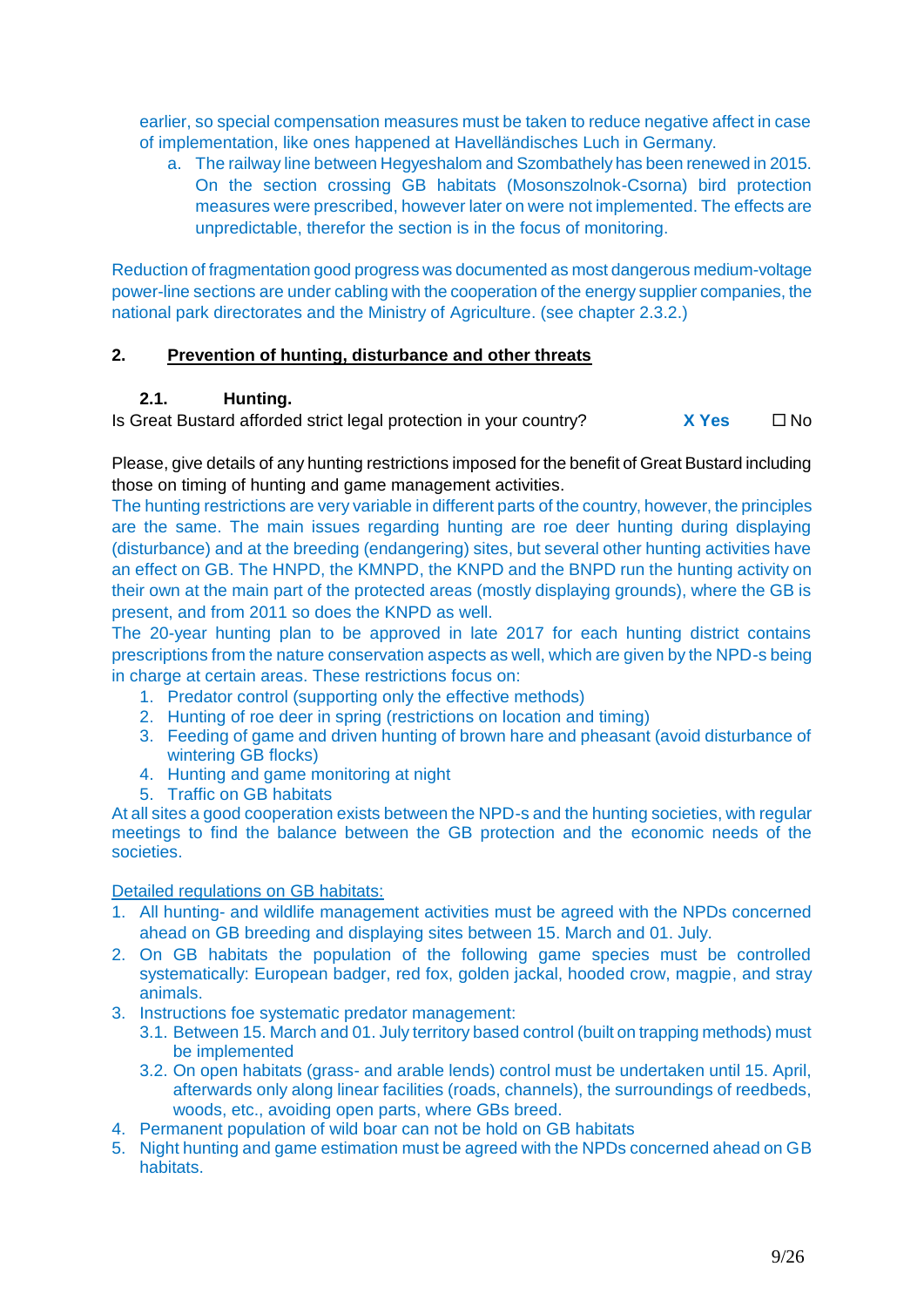earlier, so special compensation measures must be taken to reduce negative affect in case of implementation, like ones happened at Havelländisches Luch in Germany.

a. The railway line between Hegyeshalom and Szombathely has been renewed in 2015. On the section crossing GB habitats (Mosonszolnok-Csorna) bird protection measures were prescribed, however later on were not implemented. The effects are unpredictable, therefor the section is in the focus of monitoring.

Reduction of fragmentation good progress was documented as most dangerous medium-voltage power-line sections are under cabling with the cooperation of the energy supplier companies, the national park directorates and the Ministry of Agriculture. (see chapter 2.3.2.)

## 2. Prevention of hunting, disturbance and other threats

### 2.1. Hunting.

Is Great Bustard afforded strict legal protection in your country? **X Yes** ☐ No

Please, give details of any hunting restrictions imposed for the benefit of Great Bustard including those on timing of hunting and game management activities.

The hunting restrictions are very variable in different parts of the country, however, the principles are the same. The main issues regarding hunting are roe deer hunting during displaying (disturbance) and at the breeding (endangering) sites, but several other hunting activities have an effect on GB. The HNPD, the KMNPD, the KNPD and the BNPD run the hunting activity on their own at the main part of the protected areas (mostly displaying grounds), where the GB is present, and from 2011 so does the KNPD as well.

The 20-year hunting plan to be approved in late 2017 for each hunting district contains prescriptions from the nature conservation aspects as well, which are given by the NPD-s being in charge at certain areas. These restrictions focus on:

1. Predator control (supporting only the effective methods)
2. Hunting of roe deer in spring (restrictions on location and timing)
3. Feeding of game and driven hunting of brown hare and pheasant (avoid disturbance of wintering GB flocks)
4. Hunting and game monitoring at night
5. Traffic on GB habitats

At all sites a good cooperation exists between the NPD-s and the hunting societies, with regular meetings to find the balance between the GB protection and the economic needs of the societies.

Detailed regulations on GB habitats:

1. All hunting- and wildlife management activities must be agreed with the NPDs concerned ahead on GB breeding and displaying sites between 15. March and 01. July.
2. On GB habitats the population of the following game species must be controlled systematically: European badger, red fox, golden jackal, hooded crow, magpie, and stray animals.
3. Instructions foe systematic predator management:
   - 3.1. Between 15. March and 01. July territory based control (built on trapping methods) must be implemented
   - 3.2. On open habitats (grass- and arable lends) control must be undertaken until 15. April, afterwards only along linear facilities (roads, channels), the surroundings of reedbeds, woods, etc., avoiding open parts, where GBs breed.
4. Permanent population of wild boar can not be hold on GB habitats
5. Night hunting and game estimation must be agreed with the NPDs concerned ahead on GB habitats.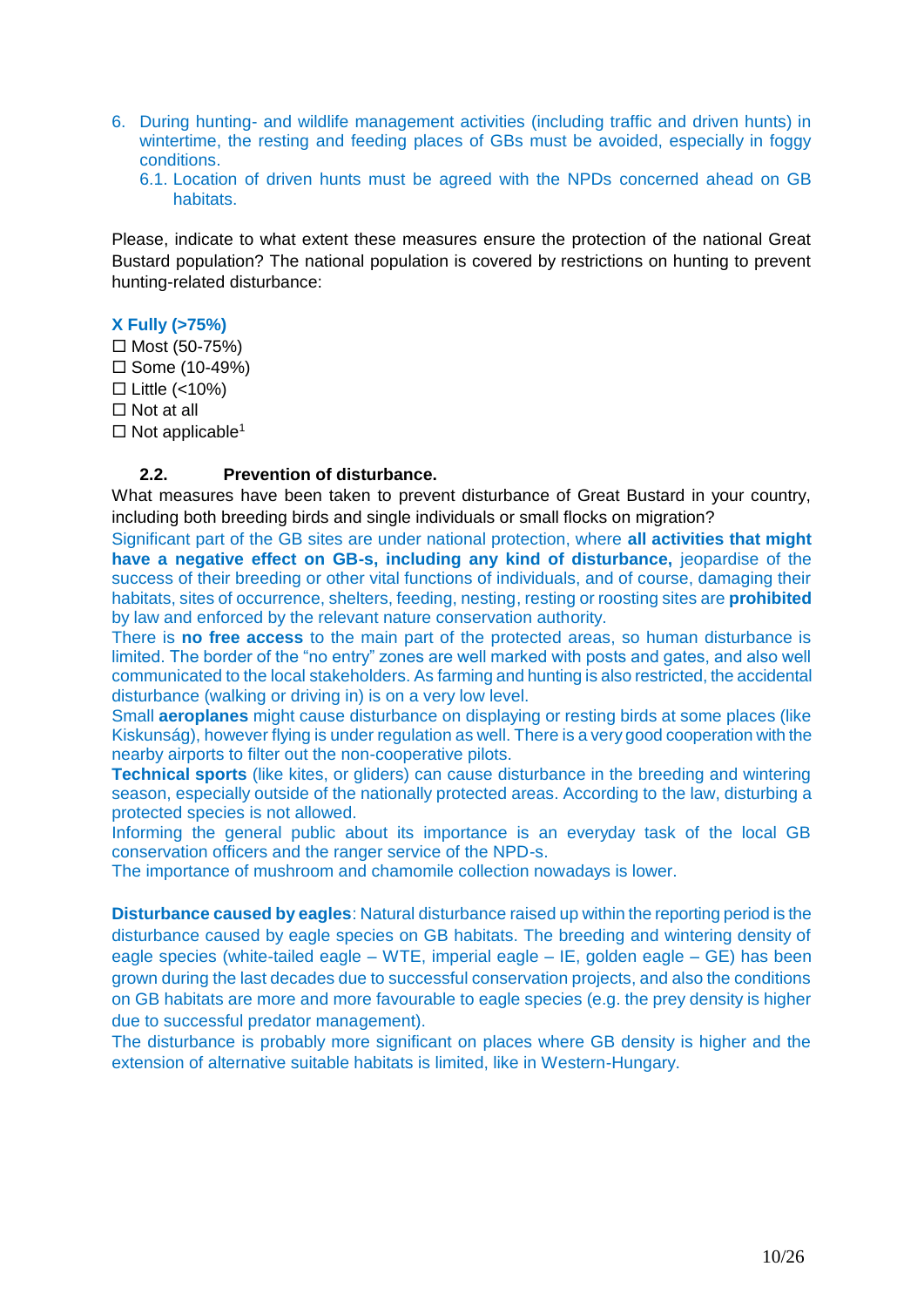6. During hunting- and wildlife management activities (including traffic and driven hunts) in wintertime, the resting and feeding places of GBs must be avoided, especially in foggy conditions.
   6.1. Location of driven hunts must be agreed with the NPDs concerned ahead on GB habitats.

Please, indicate to what extent these measures ensure the protection of the national Great Bustard population? The national population is covered by restrictions on hunting to prevent hunting-related disturbance:

**X Fully (>75%)**
☐ Most (50-75%)
☐ Some (10-49%)
☐ Little (<10%)
☐ Not at all
☐ Not applicable[1]

### 2.2. Prevention of disturbance.

What measures have been taken to prevent disturbance of Great Bustard in your country, including both breeding birds and single individuals or small flocks on migration?

Significant part of the GB sites are under national protection, where **all activities that might have a negative effect on GB-s, including any kind of disturbance,** jeopardise of the success of their breeding or other vital functions of individuals, and of course, damaging their habitats, sites of occurrence, shelters, feeding, nesting, resting or roosting sites are **prohibited** by law and enforced by the relevant nature conservation authority.

There is **no free access** to the main part of the protected areas, so human disturbance is limited. The border of the "no entry" zones are well marked with posts and gates, and also well communicated to the local stakeholders. As farming and hunting is also restricted, the accidental disturbance (walking or driving in) is on a very low level.

Small **aeroplanes** might cause disturbance on displaying or resting birds at some places (like Kiskunság), however flying is under regulation as well. There is a very good cooperation with the nearby airports to filter out the non-cooperative pilots.

**Technical sports** (like kites, or gliders) can cause disturbance in the breeding and wintering season, especially outside of the nationally protected areas. According to the law, disturbing a protected species is not allowed.

Informing the general public about its importance is an everyday task of the local GB conservation officers and the ranger service of the NPD-s.

The importance of mushroom and chamomile collection nowadays is lower.

**Disturbance caused by eagles**: Natural disturbance raised up within the reporting period is the disturbance caused by eagle species on GB habitats. The breeding and wintering density of eagle species (white-tailed eagle – WTE, imperial eagle – IE, golden eagle – GE) has been grown during the last decades due to successful conservation projects, and also the conditions on GB habitats are more and more favourable to eagle species (e.g. the prey density is higher due to successful predator management).

The disturbance is probably more significant on places where GB density is higher and the extension of alternative suitable habitats is limited, like in Western-Hungary.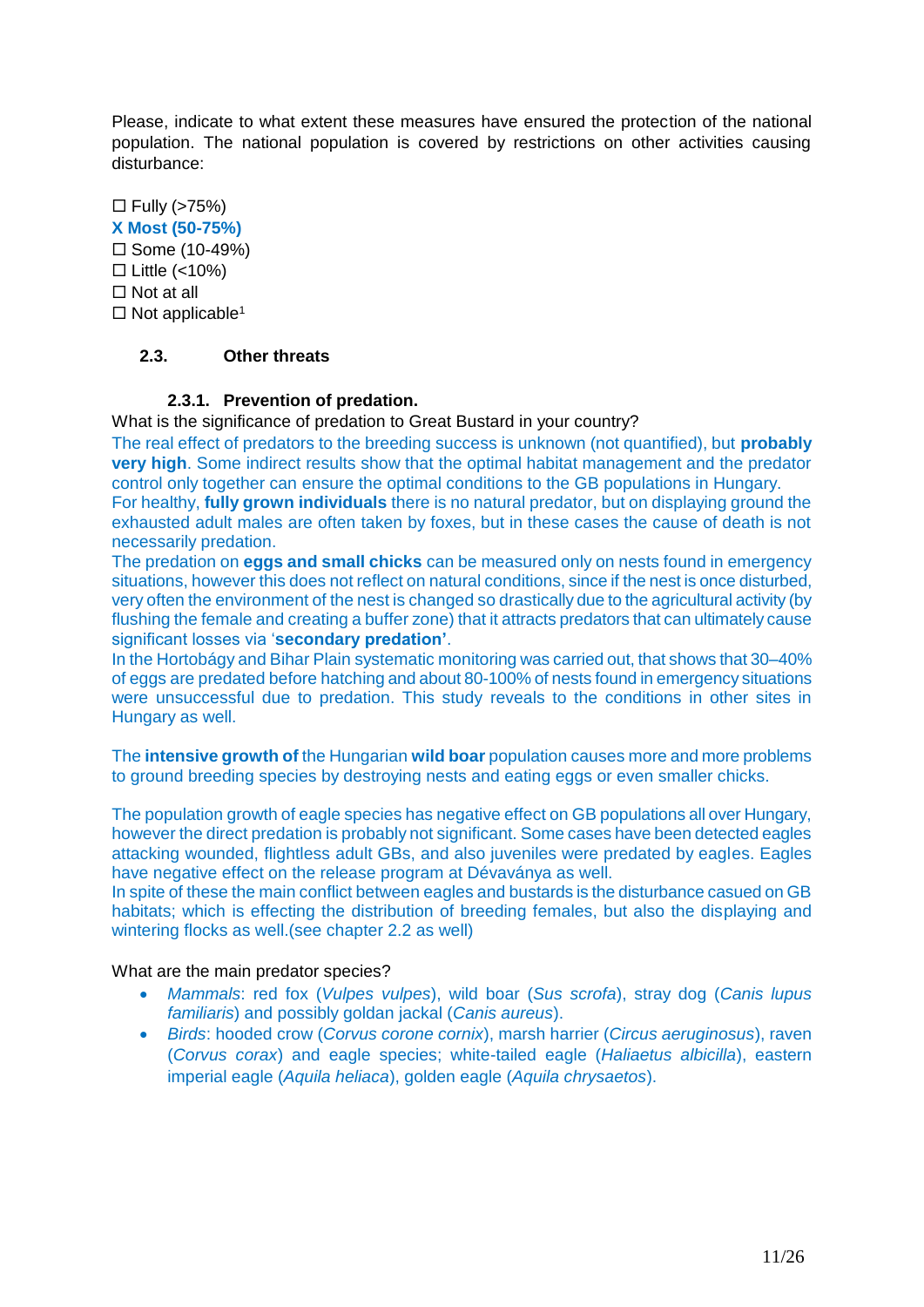Please, indicate to what extent these measures have ensured the protection of the national population. The national population is covered by restrictions on other activities causing disturbance:

☐ Fully (>75%)
**X Most (50-75%)**
☐ Some (10-49%)
☐ Little (<10%)
☐ Not at all
☐ Not applicable[1]

### 2.3. Other threats

#### 2.3.1. Prevention of predation.

What is the significance of predation to Great Bustard in your country?

The real effect of predators to the breeding success is unknown (not quantified), but **probably very high**. Some indirect results show that the optimal habitat management and the predator control only together can ensure the optimal conditions to the GB populations in Hungary.
For healthy, **fully grown individuals** there is no natural predator, but on displaying ground the exhausted adult males are often taken by foxes, but in these cases the cause of death is not necessarily predation.
The predation on **eggs and small chicks** can be measured only on nests found in emergency situations, however this does not reflect on natural conditions, since if the nest is once disturbed, very often the environment of the nest is changed so drastically due to the agricultural activity (by flushing the female and creating a buffer zone) that it attracts predators that can ultimately cause significant losses via '**secondary predation'**.
In the Hortobágy and Bihar Plain systematic monitoring was carried out, that shows that 30–40% of eggs are predated before hatching and about 80-100% of nests found in emergency situations were unsuccessful due to predation. This study reveals to the conditions in other sites in Hungary as well.

The **intensive growth of** the Hungarian **wild boar** population causes more and more problems to ground breeding species by destroying nests and eating eggs or even smaller chicks.

The population growth of eagle species has negative effect on GB populations all over Hungary, however the direct predation is probably not significant. Some cases have been detected eagles attacking wounded, flightless adult GBs, and also juveniles were predated by eagles. Eagles have negative effect on the release program at Dévaványa as well.
In spite of these the main conflict between eagles and bustards is the disturbance casued on GB habitats; which is effecting the distribution of breeding females, but also the displaying and wintering flocks as well.(see chapter 2.2 as well)

What are the main predator species?

- *Mammals*: red fox (*Vulpes vulpes*), wild boar (*Sus scrofa*), stray dog (*Canis lupus familiaris*) and possibly goldan jackal (*Canis aureus*).
- *Birds*: hooded crow (*Corvus corone cornix*), marsh harrier (*Circus aeruginosus*), raven (*Corvus corax*) and eagle species; white-tailed eagle (*Haliaetus albicilla*), eastern imperial eagle (*Aquila heliaca*), golden eagle (*Aquila chrysaetos*).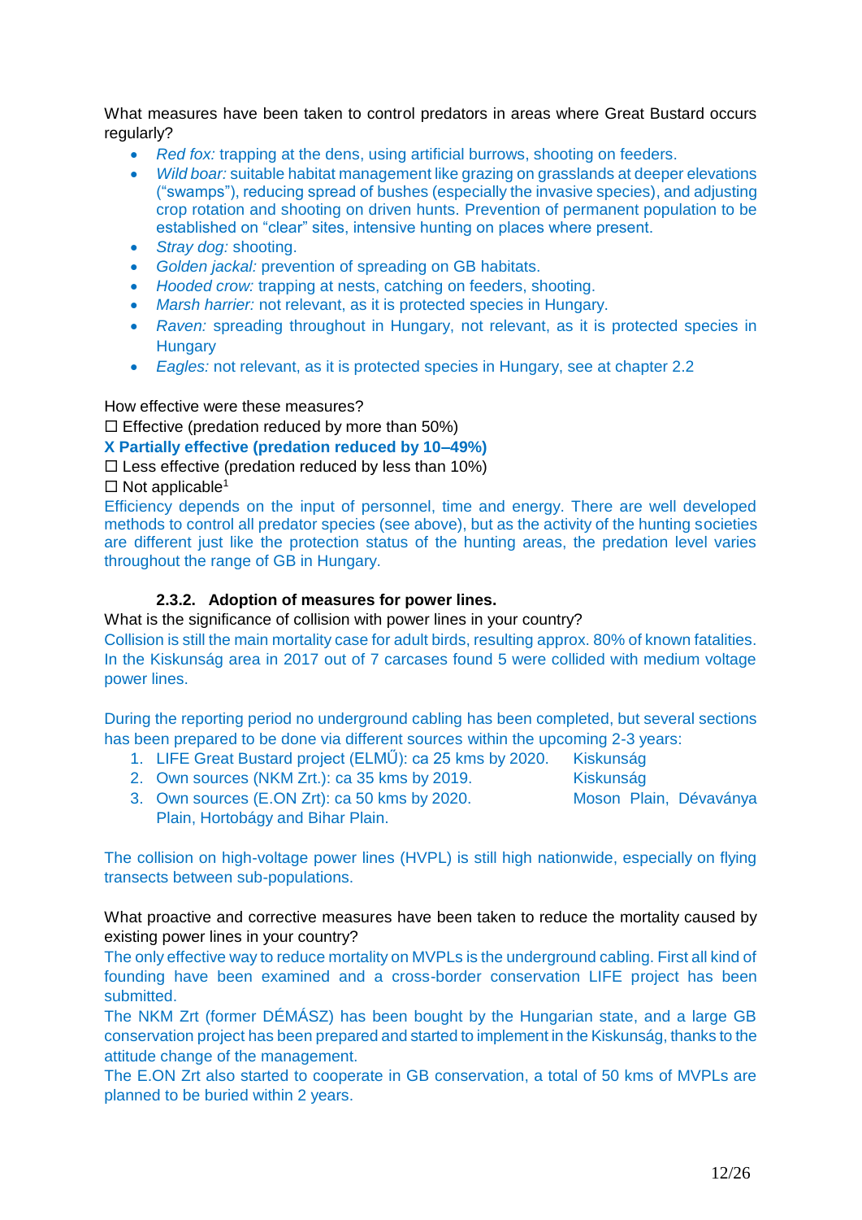What measures have been taken to control predators in areas where Great Bustard occurs regularly?

- *Red fox:* trapping at the dens, using artificial burrows, shooting on feeders.
- *Wild boar:* suitable habitat management like grazing on grasslands at deeper elevations ("swamps"), reducing spread of bushes (especially the invasive species), and adjusting crop rotation and shooting on driven hunts. Prevention of permanent population to be established on "clear" sites, intensive hunting on places where present.
- *Stray dog:* shooting.
- *Golden jackal:* prevention of spreading on GB habitats.
- *Hooded crow:* trapping at nests, catching on feeders, shooting.
- *Marsh harrier:* not relevant, as it is protected species in Hungary.
- *Raven:* spreading throughout in Hungary, not relevant, as it is protected species in Hungary
- *Eagles:* not relevant, as it is protected species in Hungary, see at chapter 2.2

How effective were these measures?

☐ Effective (predation reduced by more than 50%)

**X Partially effective (predation reduced by 10–49%)**

☐ Less effective (predation reduced by less than 10%)

☐ Not applicable[1]

Efficiency depends on the input of personnel, time and energy. There are well developed methods to control all predator species (see above), but as the activity of the hunting societies are different just like the protection status of the hunting areas, the predation level varies throughout the range of GB in Hungary.

#### 2.3.2. Adoption of measures for power lines.

What is the significance of collision with power lines in your country?

Collision is still the main mortality case for adult birds, resulting approx. 80% of known fatalities. In the Kiskunság area in 2017 out of 7 carcases found 5 were collided with medium voltage power lines.

During the reporting period no underground cabling has been completed, but several sections has been prepared to be done via different sources within the upcoming 2-3 years:

1. LIFE Great Bustard project (ELMŰ): ca 25 kms by 2020. Kiskunság
2. Own sources (NKM Zrt.): ca 35 kms by 2019. Kiskunság
3. Own sources (E.ON Zrt): ca 50 kms by 2020. Moson Plain, Dévaványa Plain, Hortobágy and Bihar Plain.

The collision on high-voltage power lines (HVPL) is still high nationwide, especially on flying transects between sub-populations.

What proactive and corrective measures have been taken to reduce the mortality caused by existing power lines in your country?

The only effective way to reduce mortality on MVPLs is the underground cabling. First all kind of founding have been examined and a cross-border conservation LIFE project has been submitted.

The NKM Zrt (former DÉMÁSZ) has been bought by the Hungarian state, and a large GB conservation project has been prepared and started to implement in the Kiskunság, thanks to the attitude change of the management.

The E.ON Zrt also started to cooperate in GB conservation, a total of 50 kms of MVPLs are planned to be buried within 2 years.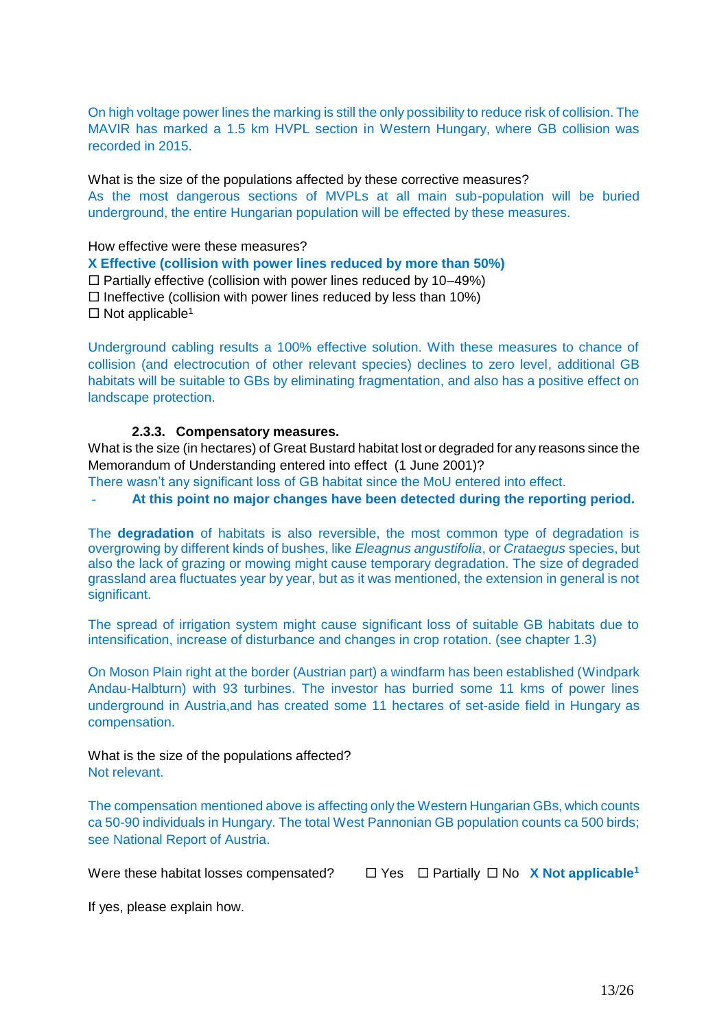On high voltage power lines the marking is still the only possibility to reduce risk of collision. The MAVIR has marked a 1.5 km HVPL section in Western Hungary, where GB collision was recorded in 2015.

What is the size of the populations affected by these corrective measures?

As the most dangerous sections of MVPLs at all main sub-population will be buried underground, the entire Hungarian population will be effected by these measures.

How effective were these measures?

**X Effective (collision with power lines reduced by more than 50%)**
☐ Partially effective (collision with power lines reduced by 10–49%)
☐ Ineffective (collision with power lines reduced by less than 10%)
☐ Not applicable[1]

Underground cabling results a 100% effective solution. With these measures to chance of collision (and electrocution of other relevant species) declines to zero level, additional GB habitats will be suitable to GBs by eliminating fragmentation, and also has a positive effect on landscape protection.

### 2.3.3. Compensatory measures.

What is the size (in hectares) of Great Bustard habitat lost or degraded for any reasons since the Memorandum of Understanding entered into effect (1 June 2001)?

There wasn't any significant loss of GB habitat since the MoU entered into effect.

- **At this point no major changes have been detected during the reporting period.**

The **degradation** of habitats is also reversible, the most common type of degradation is overgrowing by different kinds of bushes, like *Eleagnus angustifolia*, or *Crataegus* species, but also the lack of grazing or mowing might cause temporary degradation. The size of degraded grassland area fluctuates year by year, but as it was mentioned, the extension in general is not significant.

The spread of irrigation system might cause significant loss of suitable GB habitats due to intensification, increase of disturbance and changes in crop rotation. (see chapter 1.3)

On Moson Plain right at the border (Austrian part) a windfarm has been established (Windpark Andau-Halbturn) with 93 turbines. The investor has burried some 11 kms of power lines underground in Austria,and has created some 11 hectares of set-aside field in Hungary as compensation.

What is the size of the populations affected?

Not relevant.

The compensation mentioned above is affecting only the Western Hungarian GBs, which counts ca 50-90 individuals in Hungary. The total West Pannonian GB population counts ca 500 birds; see National Report of Austria.

Were these habitat losses compensated? ☐ Yes ☐ Partially ☐ No **X Not applicable[1]**

If yes, please explain how.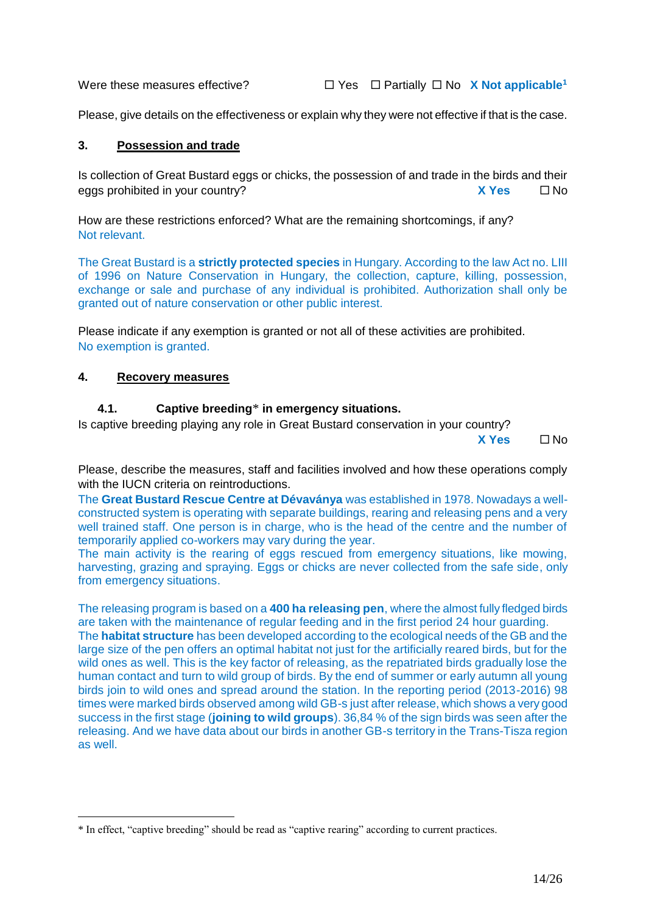Were these measures effective? ☐ Yes ☐ Partially ☐ No **X Not applicable**[1]

Please, give details on the effectiveness or explain why they were not effective if that is the case.

### 3. Possession and trade

Is collection of Great Bustard eggs or chicks, the possession of and trade in the birds and their eggs prohibited in your country? **X Yes** ☐ No

How are these restrictions enforced? What are the remaining shortcomings, if any?
Not relevant.

The Great Bustard is a **strictly protected species** in Hungary. According to the law Act no. LIII of 1996 on Nature Conservation in Hungary, the collection, capture, killing, possession, exchange or sale and purchase of any individual is prohibited. Authorization shall only be granted out of nature conservation or other public interest.

Please indicate if any exemption is granted or not all of these activities are prohibited.
No exemption is granted.

### 4. Recovery measures

#### 4.1. Captive breeding* in emergency situations.

Is captive breeding playing any role in Great Bustard conservation in your country?
**X Yes** ☐ No

Please, describe the measures, staff and facilities involved and how these operations comply with the IUCN criteria on reintroductions.

The **Great Bustard Rescue Centre at Dévaványa** was established in 1978. Nowadays a well-constructed system is operating with separate buildings, rearing and releasing pens and a very well trained staff. One person is in charge, who is the head of the centre and the number of temporarily applied co-workers may vary during the year.
The main activity is the rearing of eggs rescued from emergency situations, like mowing, harvesting, grazing and spraying. Eggs or chicks are never collected from the safe side, only from emergency situations.

The releasing program is based on a **400 ha releasing pen**, where the almost fully fledged birds are taken with the maintenance of regular feeding and in the first period 24 hour guarding.
The **habitat structure** has been developed according to the ecological needs of the GB and the large size of the pen offers an optimal habitat not just for the artificially reared birds, but for the wild ones as well. This is the key factor of releasing, as the repatriated birds gradually lose the human contact and turn to wild group of birds. By the end of summer or early autumn all young birds join to wild ones and spread around the station. In the reporting period (2013-2016) 98 times were marked birds observed among wild GB-s just after release, which shows a very good success in the first stage (**joining to wild groups**). 36,84 % of the sign birds was seen after the releasing. And we have data about our birds in another GB-s territory in the Trans-Tisza region as well.

---

* In effect, "captive breeding" should be read as "captive rearing" according to current practices.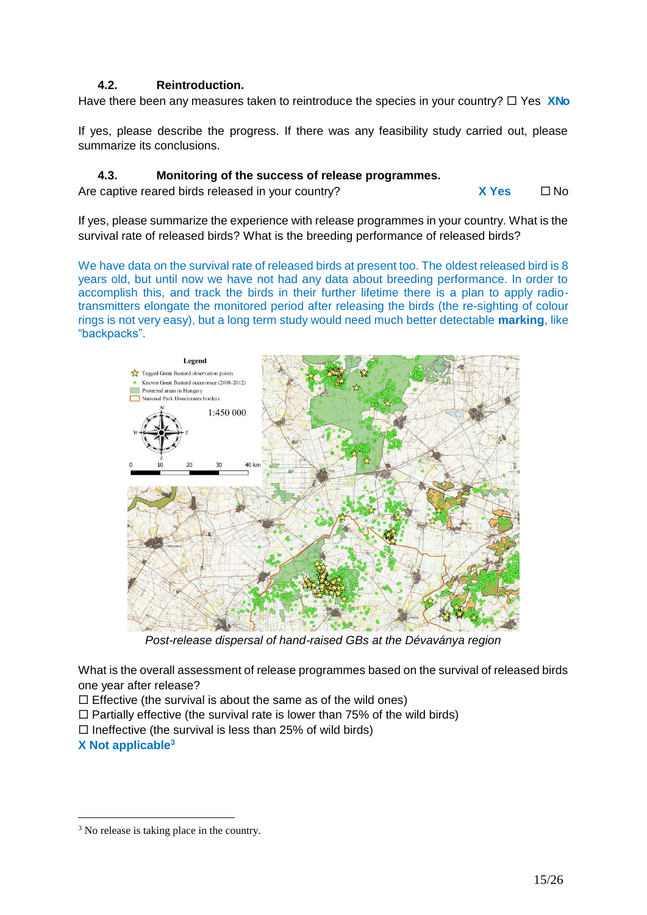#### 4.2. Reintroduction.

Have there been any measures taken to reintroduce the species in your country? ☐ Yes **XNo**

If yes, please describe the progress. If there was any feasibility study carried out, please summarize its conclusions.

#### 4.3. Monitoring of the success of release programmes.

Are captive reared birds released in your country? **X Yes** ☐ No

If yes, please summarize the experience with release programmes in your country. What is the survival rate of released birds? What is the breeding performance of released birds?

We have data on the survival rate of released birds at present too. The oldest released bird is 8 years old, but until now we have not had any data about breeding performance. In order to accomplish this, and track the birds in their further lifetime there is a plan to apply radio-transmitters elongate the monitored period after releasing the birds (the re-sighting of colour rings is not very easy), but a long term study would need much better detectable **marking**, like "backpacks".

*Post-release dispersal of hand-raised GBs at the Dévaványa region*

What is the overall assessment of release programmes based on the survival of released birds one year after release?

☐ Effective (the survival is about the same as of the wild ones)
☐ Partially effective (the survival rate is lower than 75% of the wild birds)
☐ Ineffective (the survival is less than 25% of wild birds)
**X Not applicable**[3]

---

[3] No release is taking place in the country.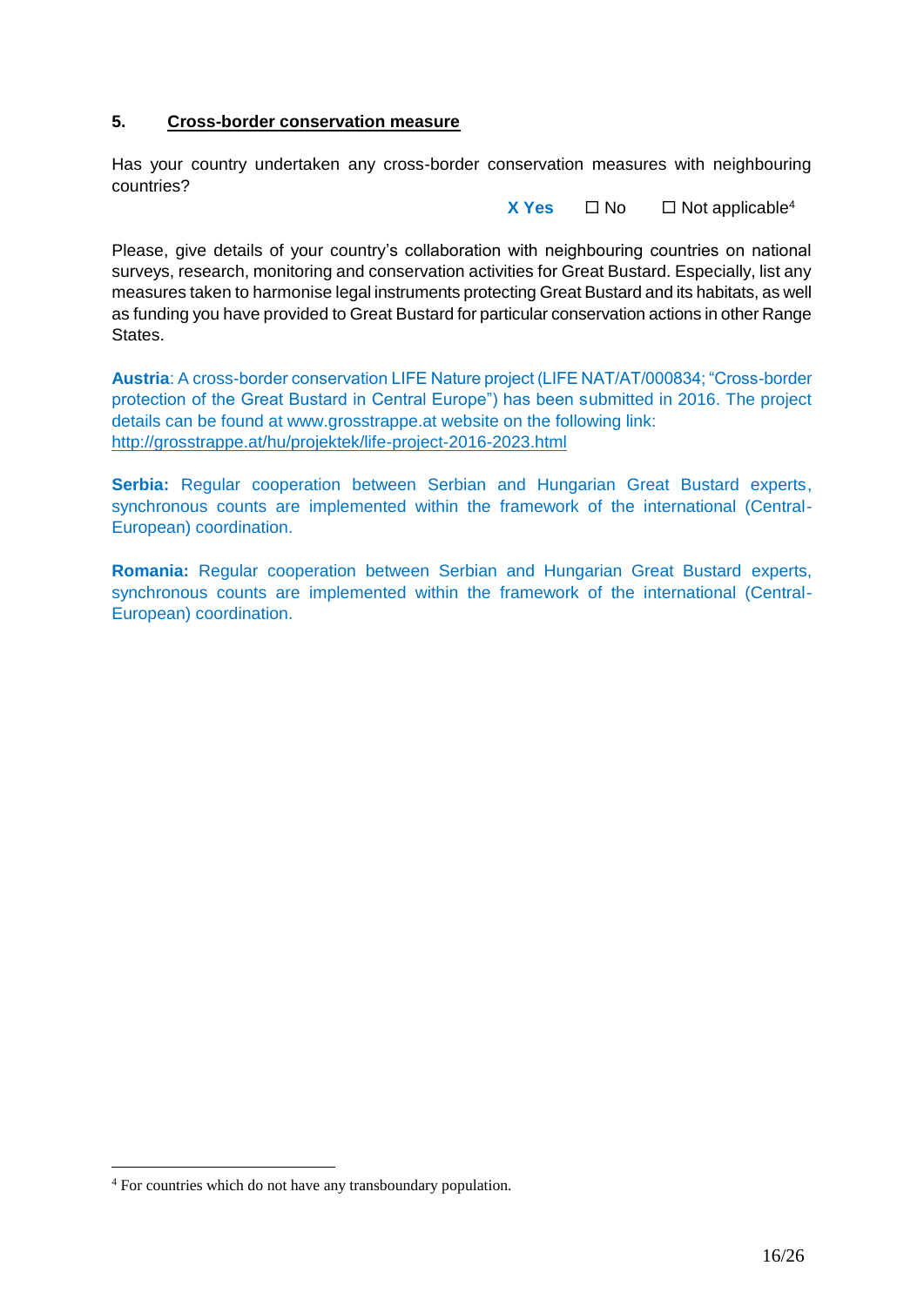## 5. Cross-border conservation measure

Has your country undertaken any cross-border conservation measures with neighbouring countries?

**X Yes** ☐ No ☐ Not applicable[4]

Please, give details of your country's collaboration with neighbouring countries on national surveys, research, monitoring and conservation activities for Great Bustard. Especially, list any measures taken to harmonise legal instruments protecting Great Bustard and its habitats, as well as funding you have provided to Great Bustard for particular conservation actions in other Range States.

**Austria**: A cross-border conservation LIFE Nature project (LIFE NAT/AT/000834; "Cross-border protection of the Great Bustard in Central Europe") has been submitted in 2016. The project details can be found at www.grosstrappe.at website on the following link: http://grosstrappe.at/hu/projektek/life-project-2016-2023.html

**Serbia:** Regular cooperation between Serbian and Hungarian Great Bustard experts, synchronous counts are implemented within the framework of the international (Central-European) coordination.

**Romania:** Regular cooperation between Serbian and Hungarian Great Bustard experts, synchronous counts are implemented within the framework of the international (Central-European) coordination.

[4] For countries which do not have any transboundary population.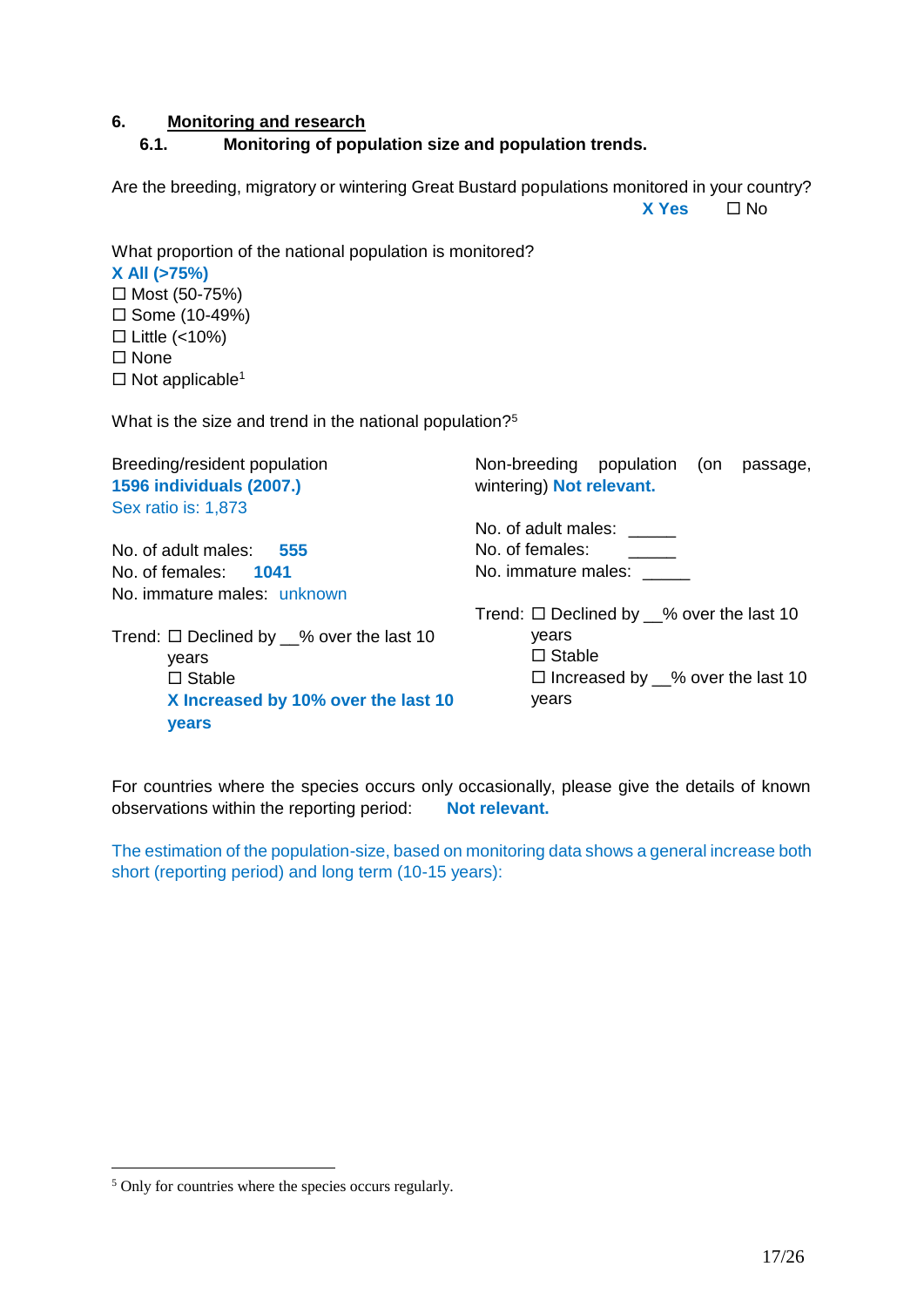## 6. Monitoring and research

### 6.1. Monitoring of population size and population trends.

Are the breeding, migratory or wintering Great Bustard populations monitored in your country?

**X Yes** ☐ No

What proportion of the national population is monitored?

**X All (>75%)**
☐ Most (50-75%)
☐ Some (10-49%)
☐ Little (<10%)
☐ None
☐ Not applicable[1]

What is the size and trend in the national population?[5]

Breeding/resident population
**1596 individuals (2007.)**
Sex ratio is: 1,873

No. of adult males: **555**
No. of females: **1041**
No. immature males: unknown

Trend: ☐ Declined by __% over the last 10 years
☐ Stable
**X Increased by 10% over the last 10 years**

Non-breeding population (on passage, wintering) **Not relevant.**

No. of adult males: _____
No. of females: _____
No. immature males: _____

Trend: ☐ Declined by __% over the last 10 years
☐ Stable
☐ Increased by __% over the last 10 years

For countries where the species occurs only occasionally, please give the details of known observations within the reporting period: **Not relevant.**

The estimation of the population-size, based on monitoring data shows a general increase both short (reporting period) and long term (10-15 years):

[5] Only for countries where the species occurs regularly.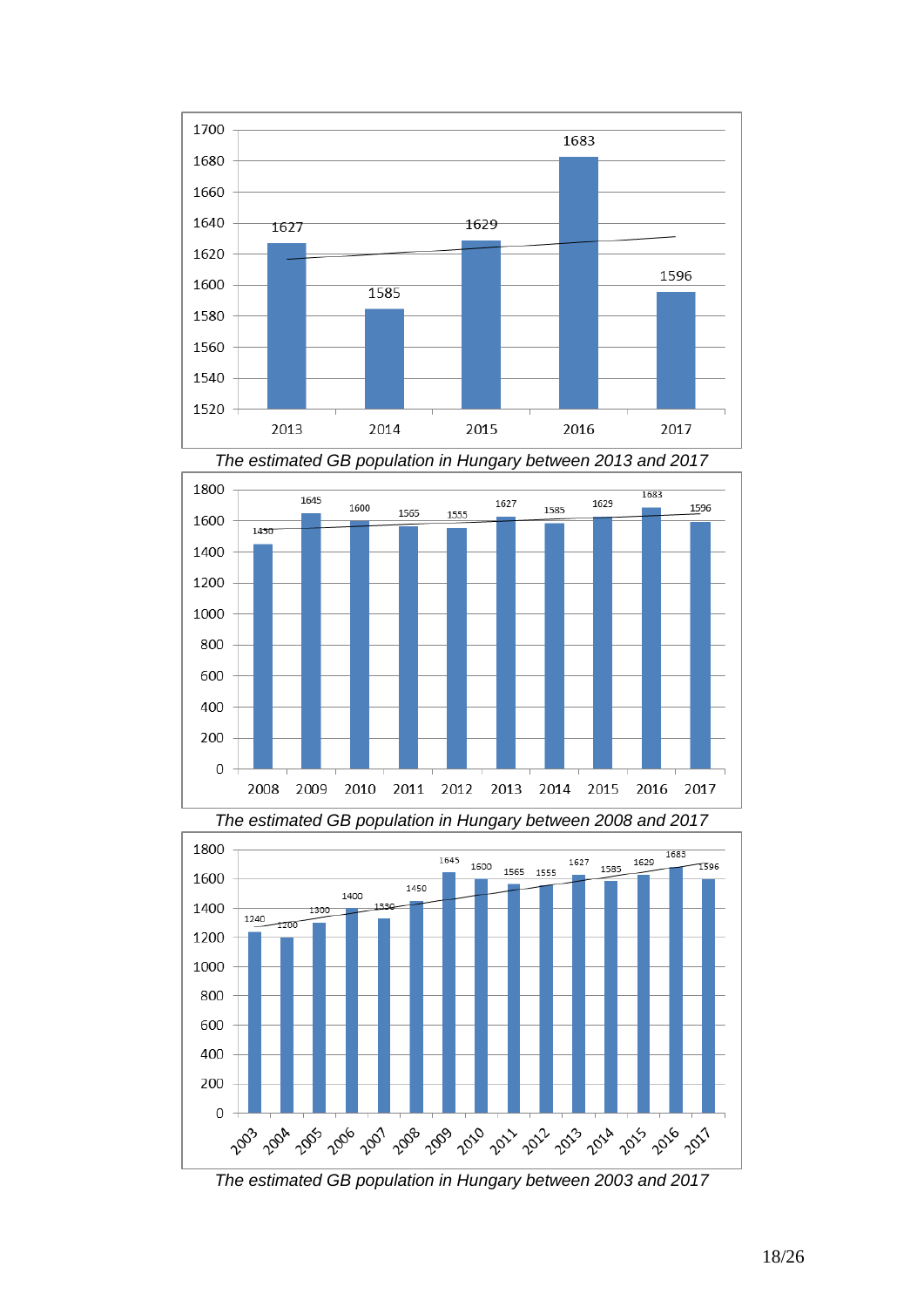| Year | 2013 | 2014 | 2015 | 2016 | 2017 |
|---|---|---|---|---|---|
| Population | 1627 | 1585 | 1629 | 1683 | 1596 |

*The estimated GB population in Hungary between 2013 and 2017*

| Year | 2008 | 2009 | 2010 | 2011 | 2012 | 2013 | 2014 | 2015 | 2016 | 2017 |
|---|---|---|---|---|---|---|---|---|---|---|
| Population | 1450 | 1645 | 1600 | 1565 | 1555 | 1627 | 1585 | 1629 | 1683 | 1596 |

*The estimated GB population in Hungary between 2008 and 2017*

| Year | 2003 | 2004 | 2005 | 2006 | 2007 | 2008 | 2009 | 2010 | 2011 | 2012 | 2013 | 2014 | 2015 | 2016 | 2017 |
|---|---|---|---|---|---|---|---|---|---|---|---|---|---|---|---|
| Population | 1240 | 1200 | 1300 | 1400 | 1330 | 1450 | 1645 | 1600 | 1565 | 1555 | 1627 | 1585 | 1629 | 1683 | 1596 |

*The estimated GB population in Hungary between 2003 and 2017*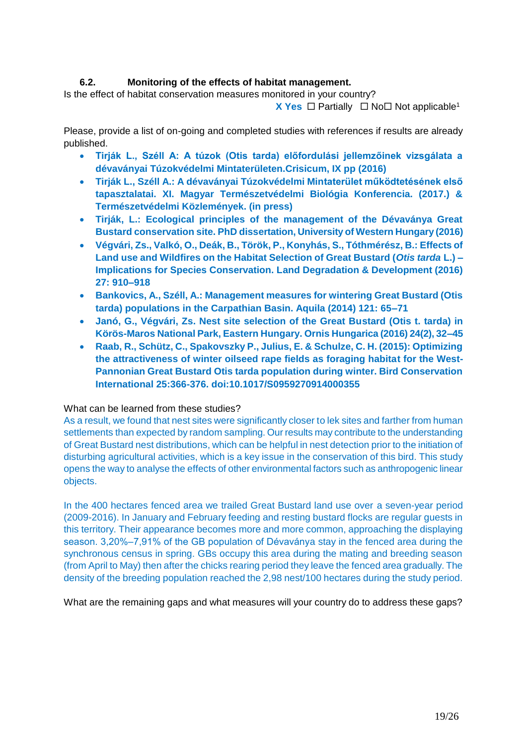### 6.2. Monitoring of the effects of habitat management.

Is the effect of habitat conservation measures monitored in your country?

**X Yes** ☐ Partially ☐ No☐ Not applicable[1]

Please, provide a list of on-going and completed studies with references if results are already published.

- **Tirják L., Széll A: A túzok (Otis tarda) előfordulási jellemzőinek vizsgálata a dévaványai Túzokvédelmi Mintaterületen.Crisicum, IX pp (2016)**
- **Tirják L., Széll A.: A dévaványai Túzokvédelmi Mintaterület működtetésének első tapasztalatai. XI. Magyar Természetvédelmi Biológia Konferencia. (2017.) & Természetvédelmi Közlemények. (in press)**
- **Tirják, L.: Ecological principles of the management of the Dévaványa Great Bustard conservation site. PhD dissertation, University of Western Hungary (2016)**
- **Végvári, Zs., Valkó, O., Deák, B., Török, P., Konyhás, S., Tóthmérész, B.: Effects of Land use and Wildfires on the Habitat Selection of Great Bustard (*Otis tarda* L.) – Implications for Species Conservation. Land Degradation & Development (2016) 27: 910–918**
- **Bankovics, A., Széll, A.: Management measures for wintering Great Bustard (Otis tarda) populations in the Carpathian Basin. Aquila (2014) 121: 65–71**
- **Janó, G., Végvári, Zs. Nest site selection of the Great Bustard (Otis t. tarda) in Körös-Maros National Park, Eastern Hungary. Ornis Hungarica (2016) 24(2), 32–45**
- **Raab, R., Schütz, C., Spakovszky P., Julius, E. & Schulze, C. H. (2015): Optimizing the attractiveness of winter oilseed rape fields as foraging habitat for the West-Pannonian Great Bustard Otis tarda population during winter. Bird Conservation International 25:366-376. doi:10.1017/S0959270914000355**

What can be learned from these studies?

As a result, we found that nest sites were significantly closer to lek sites and farther from human settlements than expected by random sampling. Our results may contribute to the understanding of Great Bustard nest distributions, which can be helpful in nest detection prior to the initiation of disturbing agricultural activities, which is a key issue in the conservation of this bird. This study opens the way to analyse the effects of other environmental factors such as anthropogenic linear objects.

In the 400 hectares fenced area we trailed Great Bustard land use over a seven-year period (2009-2016). In January and February feeding and resting bustard flocks are regular guests in this territory. Their appearance becomes more and more common, approaching the displaying season. 3,20%–7,91% of the GB population of Dévaványa stay in the fenced area during the synchronous census in spring. GBs occupy this area during the mating and breeding season (from April to May) then after the chicks rearing period they leave the fenced area gradually. The density of the breeding population reached the 2,98 nest/100 hectares during the study period.

What are the remaining gaps and what measures will your country do to address these gaps?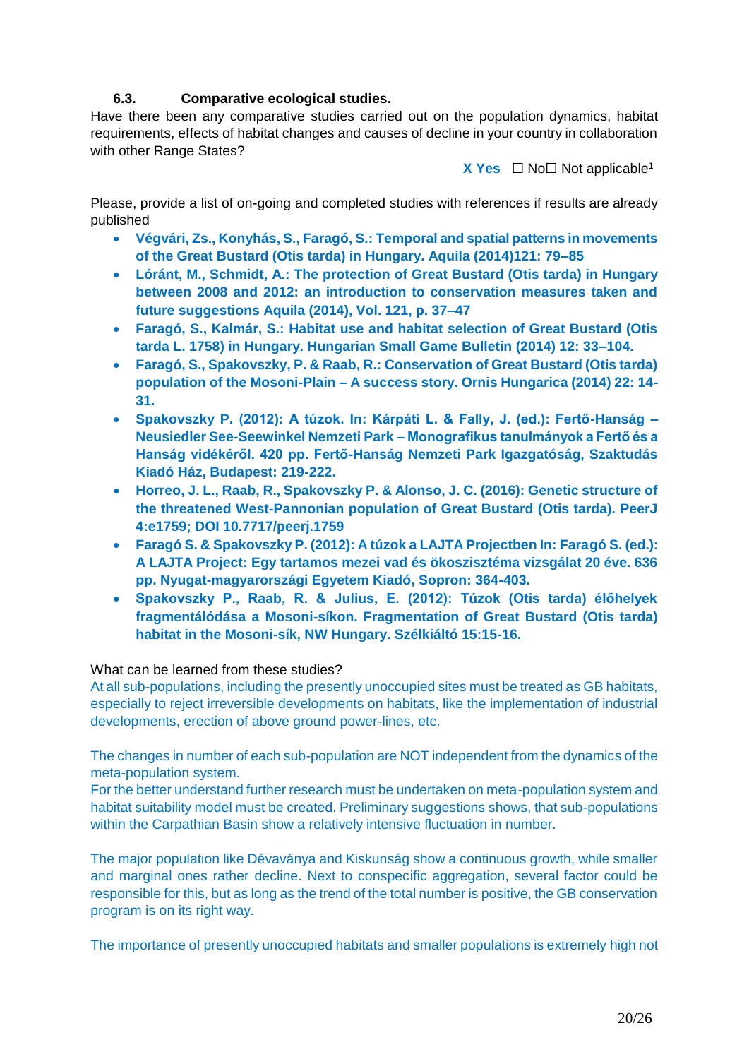#### 6.3. Comparative ecological studies.

Have there been any comparative studies carried out on the population dynamics, habitat requirements, effects of habitat changes and causes of decline in your country in collaboration with other Range States?

**X Yes** ☐ No☐ Not applicable[1]

Please, provide a list of on-going and completed studies with references if results are already published

- **Végvári, Zs., Konyhás, S., Faragó, S.: Temporal and spatial patterns in movements of the Great Bustard (Otis tarda) in Hungary. Aquila (2014)121: 79–85**
- **Lóránt, M., Schmidt, A.: The protection of Great Bustard (Otis tarda) in Hungary between 2008 and 2012: an introduction to conservation measures taken and future suggestions Aquila (2014), Vol. 121, p. 37–47**
- **Faragó, S., Kalmár, S.: Habitat use and habitat selection of Great Bustard (Otis tarda L. 1758) in Hungary. Hungarian Small Game Bulletin (2014) 12: 33–104.**
- **Faragó, S., Spakovszky, P. & Raab, R.: Conservation of Great Bustard (Otis tarda) population of the Mosoni-Plain – A success story. Ornis Hungarica (2014) 22: 14-31.**
- **Spakovszky P. (2012): A túzok. In: Kárpáti L. & Fally, J. (ed.): Fertő-Hanság – Neusiedler See-Seewinkel Nemzeti Park – Monografikus tanulmányok a Fertő és a Hanság vidékéről. 420 pp. Fertő-Hanság Nemzeti Park Igazgatóság, Szaktudás Kiadó Ház, Budapest: 219-222.**
- **Horreo, J. L., Raab, R., Spakovszky P. & Alonso, J. C. (2016): Genetic structure of the threatened West-Pannonian population of Great Bustard (Otis tarda). PeerJ 4:e1759; DOI 10.7717/peerj.1759**
- **Faragó S. & Spakovszky P. (2012): A túzok a LAJTA Projectben In: Faragó S. (ed.): A LAJTA Project: Egy tartamos mezei vad és ökoszisztéma vizsgálat 20 éve. 636 pp. Nyugat-magyarországi Egyetem Kiadó, Sopron: 364-403.**
- **Spakovszky P., Raab, R. & Julius, E. (2012): Túzok (Otis tarda) élőhelyek fragmentálódása a Mosoni-síkon. Fragmentation of Great Bustard (Otis tarda) habitat in the Mosoni-sík, NW Hungary. Szélkiáltó 15:15-16.**

What can be learned from these studies?

At all sub-populations, including the presently unoccupied sites must be treated as GB habitats, especially to reject irreversible developments on habitats, like the implementation of industrial developments, erection of above ground power-lines, etc.

The changes in number of each sub-population are NOT independent from the dynamics of the meta-population system.
For the better understand further research must be undertaken on meta-population system and habitat suitability model must be created. Preliminary suggestions shows, that sub-populations within the Carpathian Basin show a relatively intensive fluctuation in number.

The major population like Dévaványa and Kiskunság show a continuous growth, while smaller and marginal ones rather decline. Next to conspecific aggregation, several factor could be responsible for this, but as long as the trend of the total number is positive, the GB conservation program is on its right way.

The importance of presently unoccupied habitats and smaller populations is extremely high not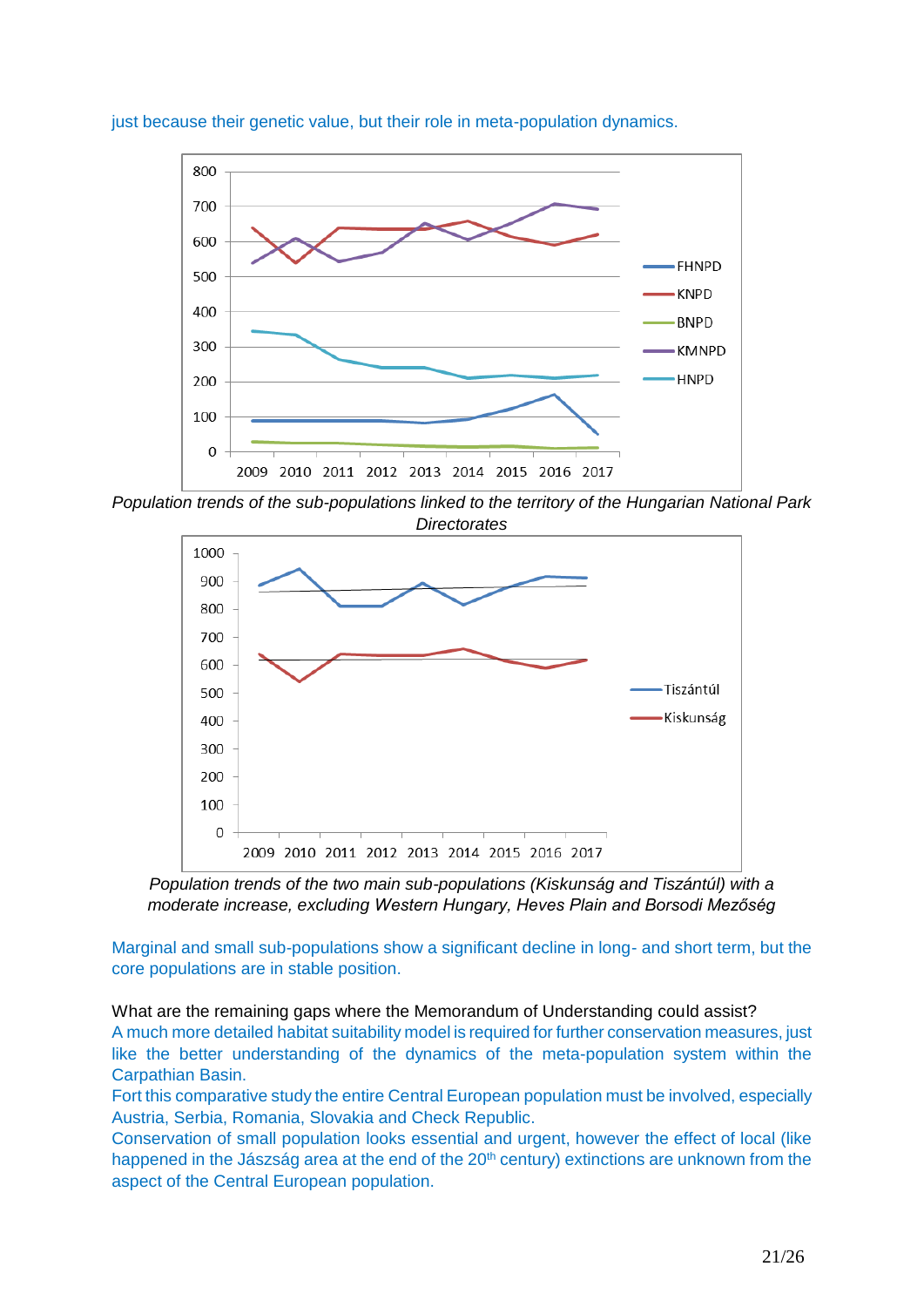just because their genetic value, but their role in meta-population dynamics.

*Population trends of the sub-populations linked to the territory of the Hungarian National Park Directorates*

*Population trends of the two main sub-populations (Kiskunság and Tiszántúl) with a moderate increase, excluding Western Hungary, Heves Plain and Borsodi Mezőség*

Marginal and small sub-populations show a significant decline in long- and short term, but the core populations are in stable position.

What are the remaining gaps where the Memorandum of Understanding could assist?

A much more detailed habitat suitability model is required for further conservation measures, just like the better understanding of the dynamics of the meta-population system within the Carpathian Basin.

Fort this comparative study the entire Central European population must be involved, especially Austria, Serbia, Romania, Slovakia and Check Republic.

Conservation of small population looks essential and urgent, however the effect of local (like happened in the Jászság area at the end of the 20th century) extinctions are unknown from the aspect of the Central European population.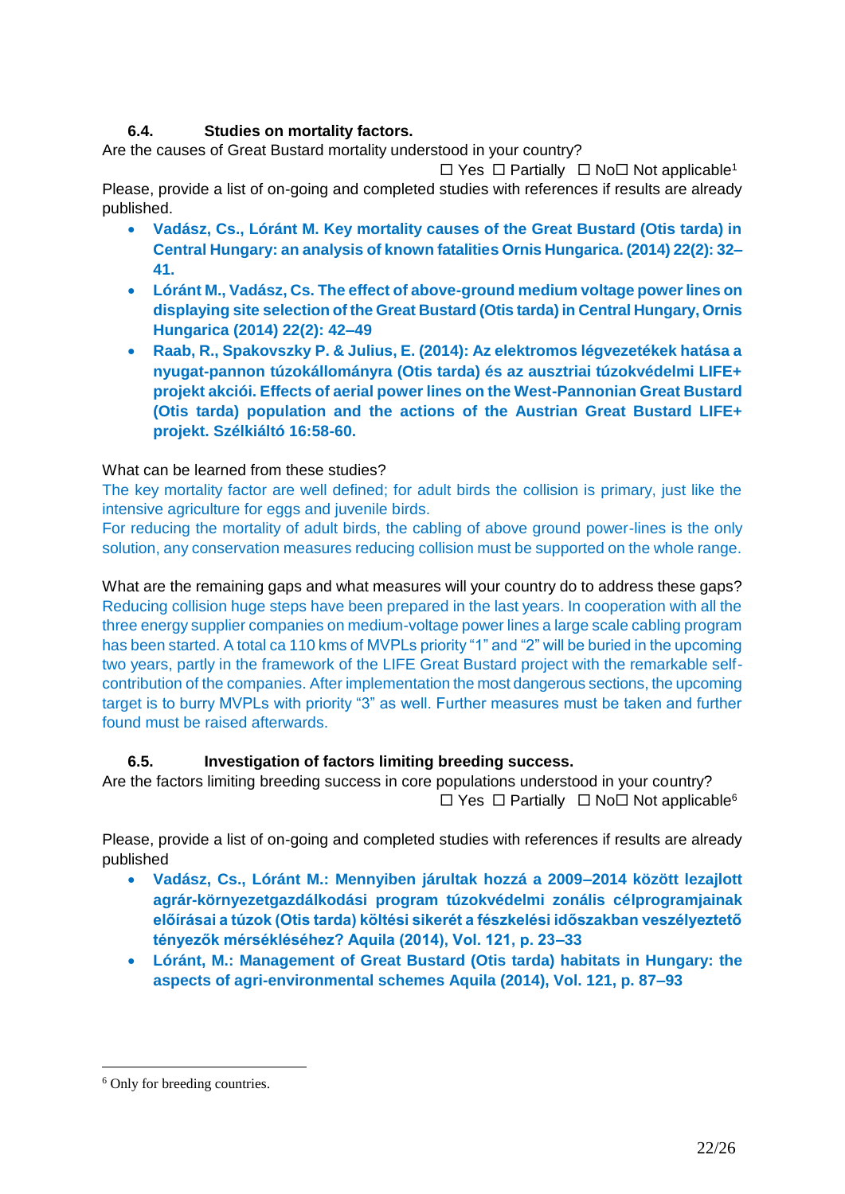### 6.4. Studies on mortality factors.

Are the causes of Great Bustard mortality understood in your country?

☐ Yes ☐ Partially ☐ No☐ Not applicable[1]

Please, provide a list of on-going and completed studies with references if results are already published.

- **Vadász, Cs., Lóránt M. Key mortality causes of the Great Bustard (Otis tarda) in Central Hungary: an analysis of known fatalities Ornis Hungarica. (2014) 22(2): 32–41.**
- **Lóránt M., Vadász, Cs. The effect of above-ground medium voltage power lines on displaying site selection of the Great Bustard (Otis tarda) in Central Hungary, Ornis Hungarica (2014) 22(2): 42–49**
- **Raab, R., Spakovszky P. & Julius, E. (2014): Az elektromos légvezetékek hatása a nyugat-pannon túzokállományra (Otis tarda) és az ausztriai túzokvédelmi LIFE+ projekt akciói. Effects of aerial power lines on the West-Pannonian Great Bustard (Otis tarda) population and the actions of the Austrian Great Bustard LIFE+ projekt. Szélkiáltó 16:58-60.**

What can be learned from these studies?

The key mortality factor are well defined; for adult birds the collision is primary, just like the intensive agriculture for eggs and juvenile birds.

For reducing the mortality of adult birds, the cabling of above ground power-lines is the only solution, any conservation measures reducing collision must be supported on the whole range.

What are the remaining gaps and what measures will your country do to address these gaps?

Reducing collision huge steps have been prepared in the last years. In cooperation with all the three energy supplier companies on medium-voltage power lines a large scale cabling program has been started. A total ca 110 kms of MVPLs priority "1" and "2" will be buried in the upcoming two years, partly in the framework of the LIFE Great Bustard project with the remarkable self-contribution of the companies. After implementation the most dangerous sections, the upcoming target is to burry MVPLs with priority "3" as well. Further measures must be taken and further found must be raised afterwards.

### 6.5. Investigation of factors limiting breeding success.

Are the factors limiting breeding success in core populations understood in your country?

☐ Yes ☐ Partially ☐ No☐ Not applicable[6]

Please, provide a list of on-going and completed studies with references if results are already published

- **Vadász, Cs., Lóránt M.: Mennyiben járultak hozzá a 2009–2014 között lezajlott agrár-környezetgazdálkodási program túzokvédelmi zonális célprogramjainak előírásai a túzok (Otis tarda) költési sikerét a fészkelési időszakban veszélyeztető tényezők mérsékléséhez? Aquila (2014), Vol. 121, p. 23–33**
- **Lóránt, M.: Management of Great Bustard (Otis tarda) habitats in Hungary: the aspects of agri-environmental schemes Aquila (2014), Vol. 121, p. 87–93**

---

[6] Only for breeding countries.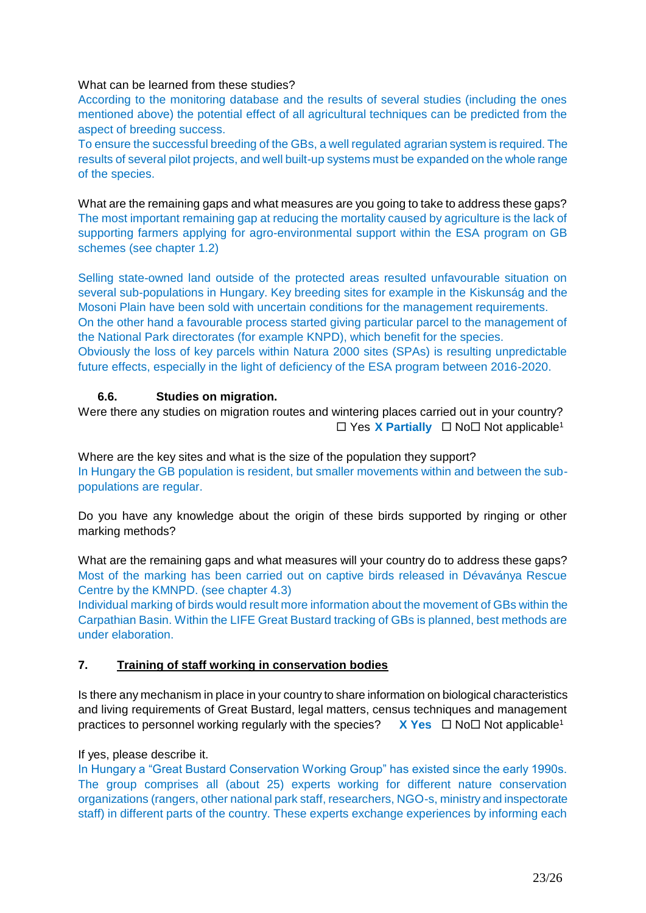What can be learned from these studies?

According to the monitoring database and the results of several studies (including the ones mentioned above) the potential effect of all agricultural techniques can be predicted from the aspect of breeding success.

To ensure the successful breeding of the GBs, a well regulated agrarian system is required. The results of several pilot projects, and well built-up systems must be expanded on the whole range of the species.

What are the remaining gaps and what measures are you going to take to address these gaps?

The most important remaining gap at reducing the mortality caused by agriculture is the lack of supporting farmers applying for agro-environmental support within the ESA program on GB schemes (see chapter 1.2)

Selling state-owned land outside of the protected areas resulted unfavourable situation on several sub-populations in Hungary. Key breeding sites for example in the Kiskunság and the Mosoni Plain have been sold with uncertain conditions for the management requirements.

On the other hand a favourable process started giving particular parcel to the management of the National Park directorates (for example KNPD), which benefit for the species.

Obviously the loss of key parcels within Natura 2000 sites (SPAs) is resulting unpredictable future effects, especially in the light of deficiency of the ESA program between 2016-2020.

### 6.6. Studies on migration.

Were there any studies on migration routes and wintering places carried out in your country?

☐ Yes **X Partially** ☐ No☐ Not applicable[1]

Where are the key sites and what is the size of the population they support?

In Hungary the GB population is resident, but smaller movements within and between the sub-populations are regular.

Do you have any knowledge about the origin of these birds supported by ringing or other marking methods?

What are the remaining gaps and what measures will your country do to address these gaps?

Most of the marking has been carried out on captive birds released in Dévaványa Rescue Centre by the KMNPD. (see chapter 4.3)

Individual marking of birds would result more information about the movement of GBs within the Carpathian Basin. Within the LIFE Great Bustard tracking of GBs is planned, best methods are under elaboration.

## 7. <u>Training of staff working in conservation bodies</u>

Is there any mechanism in place in your country to share information on biological characteristics and living requirements of Great Bustard, legal matters, census techniques and management practices to personnel working regularly with the species? **X Yes** ☐ No☐ Not applicable[1]

If yes, please describe it.

In Hungary a "Great Bustard Conservation Working Group" has existed since the early 1990s. The group comprises all (about 25) experts working for different nature conservation organizations (rangers, other national park staff, researchers, NGO-s, ministry and inspectorate staff) in different parts of the country. These experts exchange experiences by informing each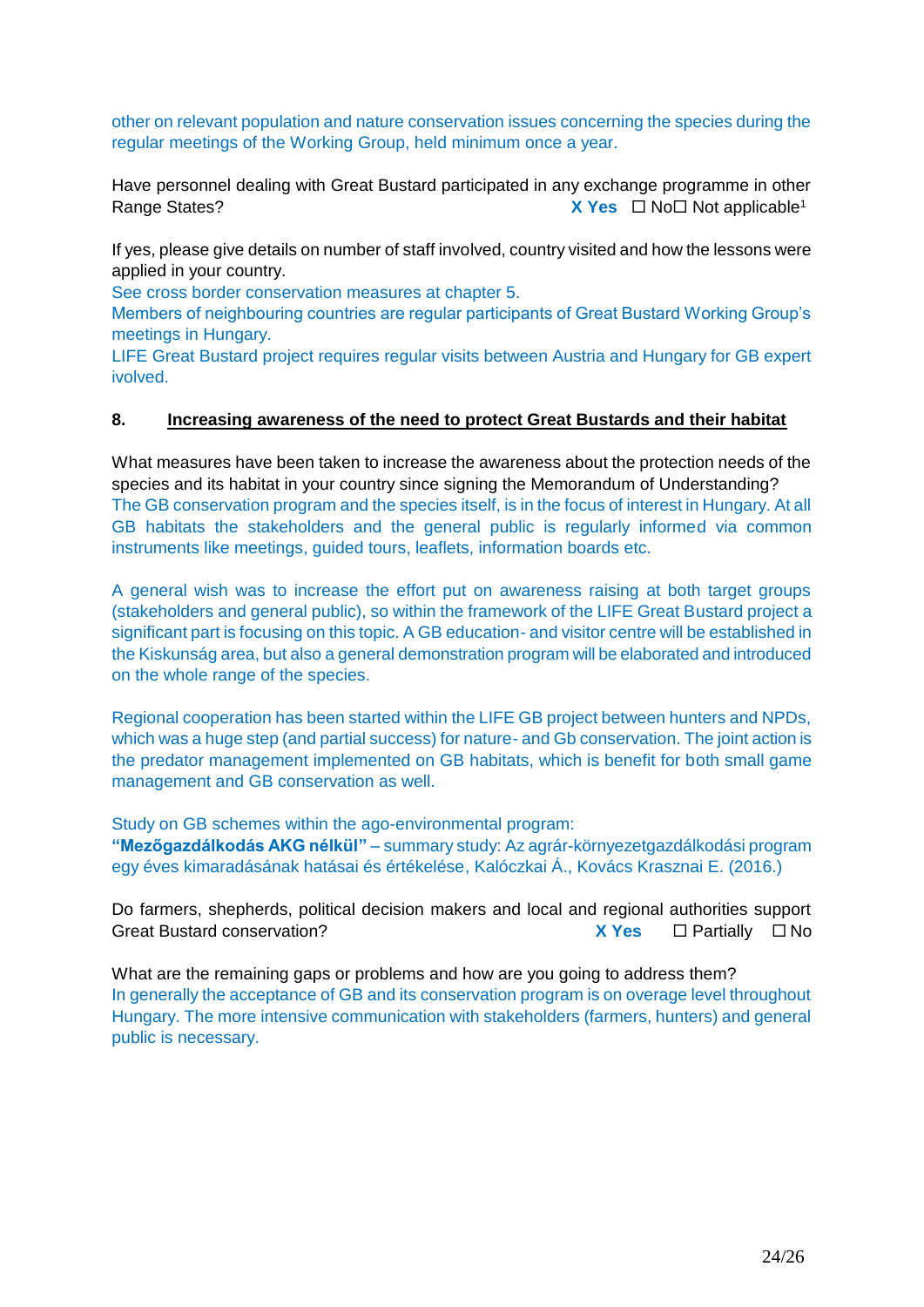other on relevant population and nature conservation issues concerning the species during the regular meetings of the Working Group, held minimum once a year.

Have personnel dealing with Great Bustard participated in any exchange programme in other Range States? **X Yes** ☐ No☐ Not applicable[1]

If yes, please give details on number of staff involved, country visited and how the lessons were applied in your country.

See cross border conservation measures at chapter 5.

Members of neighbouring countries are regular participants of Great Bustard Working Group's meetings in Hungary.

LIFE Great Bustard project requires regular visits between Austria and Hungary for GB expert ivolved.

## 8. Increasing awareness of the need to protect Great Bustards and their habitat

What measures have been taken to increase the awareness about the protection needs of the species and its habitat in your country since signing the Memorandum of Understanding?

The GB conservation program and the species itself, is in the focus of interest in Hungary. At all GB habitats the stakeholders and the general public is regularly informed via common instruments like meetings, guided tours, leaflets, information boards etc.

A general wish was to increase the effort put on awareness raising at both target groups (stakeholders and general public), so within the framework of the LIFE Great Bustard project a significant part is focusing on this topic. A GB education- and visitor centre will be established in the Kiskunság area, but also a general demonstration program will be elaborated and introduced on the whole range of the species.

Regional cooperation has been started within the LIFE GB project between hunters and NPDs, which was a huge step (and partial success) for nature- and Gb conservation. The joint action is the predator management implemented on GB habitats, which is benefit for both small game management and GB conservation as well.

Study on GB schemes within the ago-environmental program:

**"Mezőgazdálkodás AKG nélkül"** – summary study: Az agrár-környezetgazdálkodási program egy éves kimaradásának hatásai és értékelése, Kalóczkai Á., Kovács Krasznai E. (2016.)

Do farmers, shepherds, political decision makers and local and regional authorities support Great Bustard conservation? **X Yes** ☐ Partially ☐ No

What are the remaining gaps or problems and how are you going to address them?

In generally the acceptance of GB and its conservation program is on overage level throughout Hungary. The more intensive communication with stakeholders (farmers, hunters) and general public is necessary.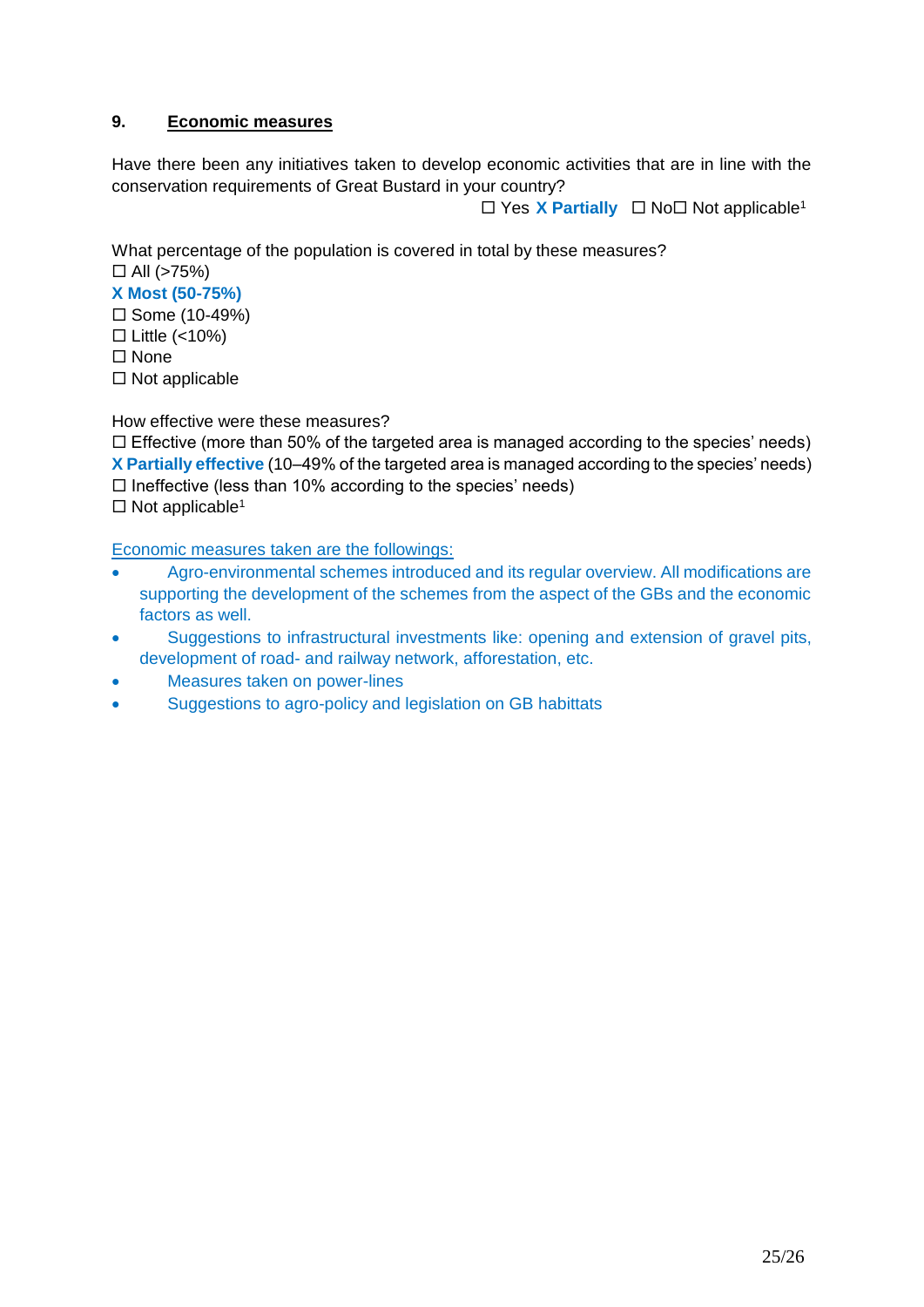## 9. Economic measures

Have there been any initiatives taken to develop economic activities that are in line with the conservation requirements of Great Bustard in your country?

☐ Yes **X Partially** ☐ No☐ Not applicable[1]

What percentage of the population is covered in total by these measures?

☐ All (>75%)
**X Most (50-75%)**
☐ Some (10-49%)
☐ Little (<10%)
☐ None
☐ Not applicable

How effective were these measures?

☐ Effective (more than 50% of the targeted area is managed according to the species' needs)
**X Partially effective** (10–49% of the targeted area is managed according to the species' needs)
☐ Ineffective (less than 10% according to the species' needs)
☐ Not applicable[1]

Economic measures taken are the followings:

- Agro-environmental schemes introduced and its regular overview. All modifications are supporting the development of the schemes from the aspect of the GBs and the economic factors as well.
- Suggestions to infrastructural investments like: opening and extension of gravel pits, development of road- and railway network, afforestation, etc.
- Measures taken on power-lines
- Suggestions to agro-policy and legislation on GB habittats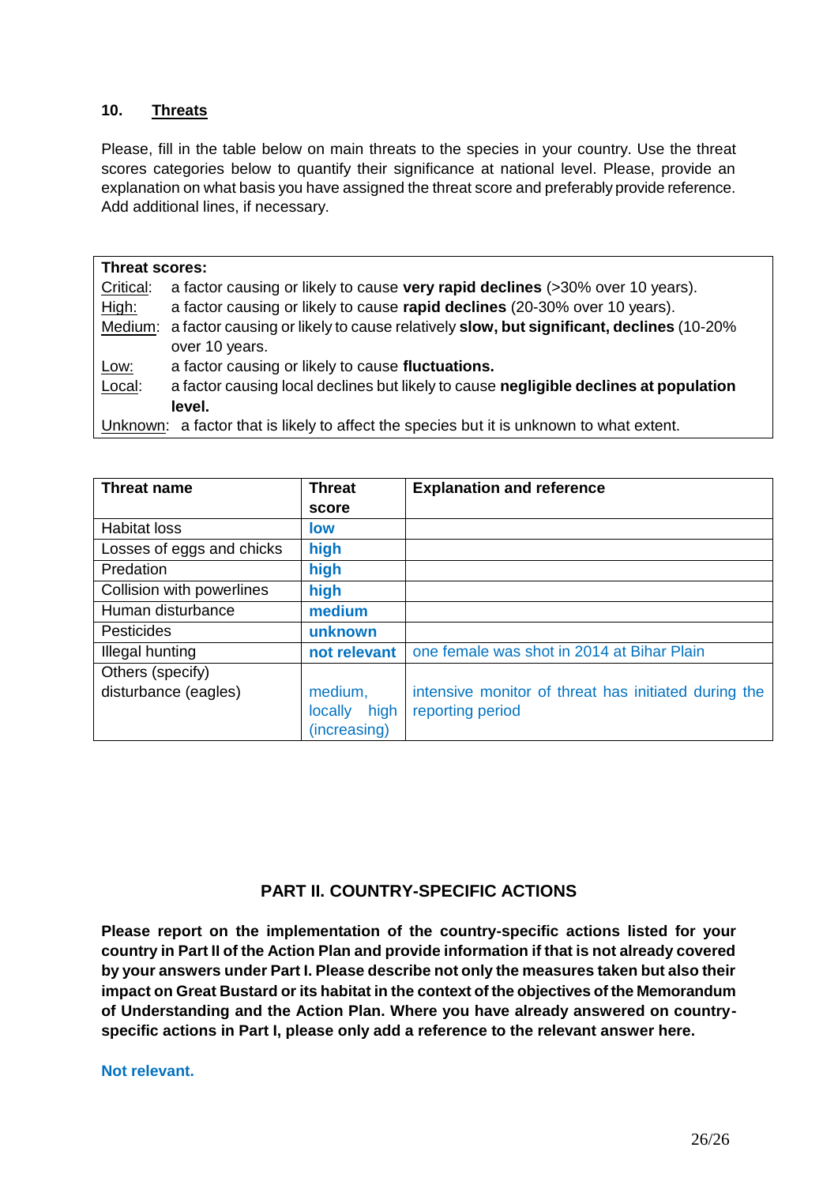## 10. Threats

Please, fill in the table below on main threats to the species in your country. Use the threat scores categories below to quantify their significance at national level. Please, provide an explanation on what basis you have assigned the threat score and preferably provide reference. Add additional lines, if necessary.

| | |
|---|---|
| **Threat scores:** | |
| Critical: | a factor causing or likely to cause **very rapid declines** (>30% over 10 years). |
| High: | a factor causing or likely to cause **rapid declines** (20-30% over 10 years). |
| Medium: | a factor causing or likely to cause relatively **slow, but significant, declines** (10-20% over 10 years. |
| Low: | a factor causing or likely to cause **fluctuations.** |
| Local: | a factor causing local declines but likely to cause **negligible declines at population level.** |
| Unknown: | a factor that is likely to affect the species but it is unknown to what extent. |

| Threat name | Threat score | Explanation and reference |
|---|---|---|
| Habitat loss | **low** | |
| Losses of eggs and chicks | **high** | |
| Predation | **high** | |
| Collision with powerlines | **high** | |
| Human disturbance | **medium** | |
| Pesticides | **unknown** | |
| Illegal hunting | **not relevant** | one female was shot in 2014 at Bihar Plain |
| Others (specify) disturbance (eagles) | medium, locally high (increasing) | intensive monitor of threat has initiated during the reporting period |

## PART II. COUNTRY-SPECIFIC ACTIONS

**Please report on the implementation of the country-specific actions listed for your country in Part II of the Action Plan and provide information if that is not already covered by your answers under Part I. Please describe not only the measures taken but also their impact on Great Bustard or its habitat in the context of the objectives of the Memorandum of Understanding and the Action Plan. Where you have already answered on country-specific actions in Part I, please only add a reference to the relevant answer here.**

**Not relevant.**